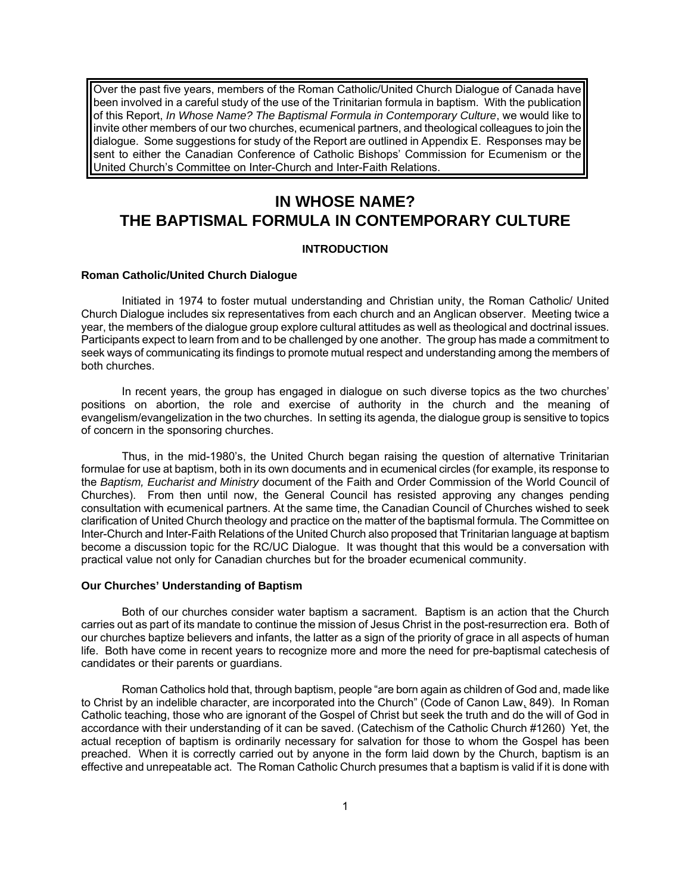Over the past five years, members of the Roman Catholic/United Church Dialogue of Canada have been involved in a careful study of the use of the Trinitarian formula in baptism. With the publication of this Report, *In Whose Name? The Baptismal Formula in Contemporary Culture*, we would like to invite other members of our two churches, ecumenical partners, and theological colleagues to join the dialogue. Some suggestions for study of the Report are outlined in Appendix E. Responses may be sent to either the Canadian Conference of Catholic Bishops' Commission for Ecumenism or the United Church's Committee on Inter-Church and Inter-Faith Relations.

# IN WHOSE NAME? THE BAPTISMAL FORMULA IN CONTEMPORARY CULTURE

## INTRODUCTION

### Roman Catholic/United Church Dialogue

Initiated in 1974 to foster mutual understanding and Christian unity, the Roman Catholic/ United Church Dialogue includes six representatives from each church and an Anglican observer. Meeting twice a year, the members of the dialogue group explore cultural attitudes as well as theological and doctrinal issues. Participants expect to learn from and to be challenged by one another. The group has made a commitment to seek ways of communicating its findings to promote mutual respect and understanding among the members of both churches.

In recent years, the group has engaged in dialogue on such diverse topics as the two churches' positions on abortion, the role and exercise of authority in the church and the meaning of evangelism/evangelization in the two churches. In setting its agenda, the dialogue group is sensitive to topics of concern in the sponsoring churches.

Thus, in the mid-1980's, the United Church began raising the question of alternative Trinitarian formulae for use at baptism, both in its own documents and in ecumenical circles (for example, its response to the *Baptism, Eucharist and Ministry* document of the Faith and Order Commission of the World Council of Churches). From then until now, the General Council has resisted approving any changes pending consultation with ecumenical partners. At the same time, the Canadian Council of Churches wished to seek clarification of United Church theology and practice on the matter of the baptismal formula. The Committee on Inter-Church and Inter-Faith Relations of the United Church also proposed that Trinitarian language at baptism become a discussion topic for the RC/UC Dialogue. It was thought that this would be a conversation with practical value not only for Canadian churches but for the broader ecumenical community.

### Our Churches' Understanding of Baptism

Both of our churches consider water baptism a sacrament. Baptism is an action that the Church carries out as part of its mandate to continue the mission of Jesus Christ in the post-resurrection era. Both of our churches baptize believers and infants, the latter as a sign of the priority of grace in all aspects of human life. Both have come in recent years to recognize more and more the need for pre-baptismal catechesis of candidates or their parents or guardians.

Roman Catholics hold that, through baptism, people "are born again as children of God and, made like to Christ by an indelible character, are incorporated into the Church" (Code of Canon Law, 849). In Roman Catholic teaching, those who are ignorant of the Gospel of Christ but seek the truth and do the will of God in accordance with their understanding of it can be saved. (Catechism of the Catholic Church #1260) Yet, the actual reception of baptism is ordinarily necessary for salvation for those to whom the Gospel has been preached. When it is correctly carried out by anyone in the form laid down by the Church, baptism is an effective and unrepeatable act. The Roman Catholic Church presumes that a baptism is valid if it is done with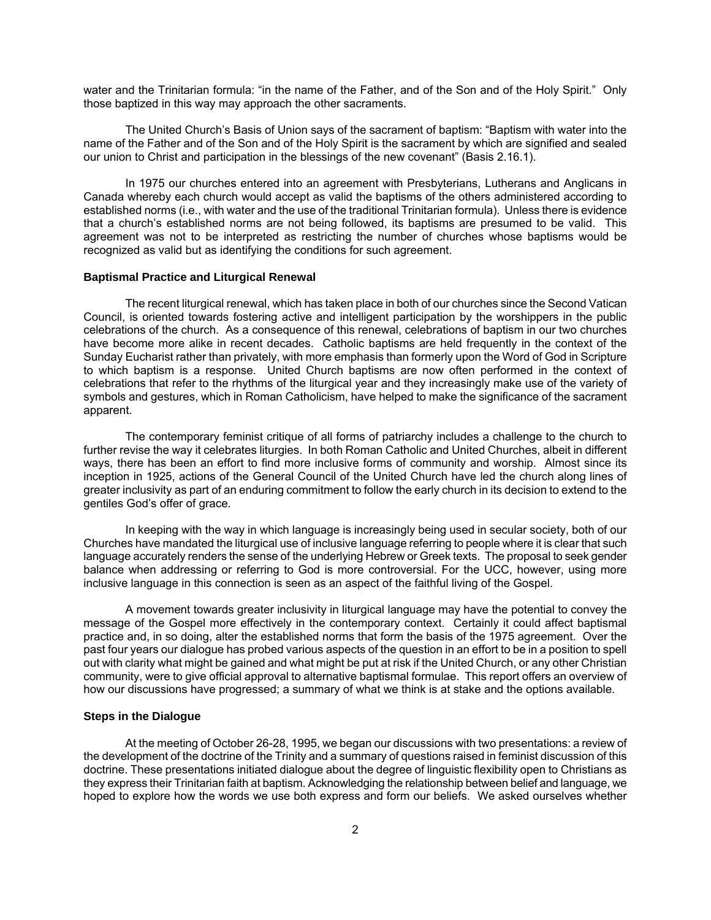water and the Trinitarian formula: "in the name of the Father, and of the Son and of the Holy Spirit." Only those baptized in this way may approach the other sacraments.

The United Church's Basis of Union says of the sacrament of baptism: "Baptism with water into the name of the Father and of the Son and of the Holy Spirit is the sacrament by which are signified and sealed our union to Christ and participation in the blessings of the new covenant" (Basis 2.16.1).

In 1975 our churches entered into an agreement with Presbyterians, Lutherans and Anglicans in Canada whereby each church would accept as valid the baptisms of the others administered according to established norms (i.e., with water and the use of the traditional Trinitarian formula). Unless there is evidence that a church's established norms are not being followed, its baptisms are presumed to be valid. This agreement was not to be interpreted as restricting the number of churches whose baptisms would be recognized as valid but as identifying the conditions for such agreement.

**Baptismal Practice and Liturgical Renewal**

The recent liturgical renewal, which has taken place in both of our churches since the Second Vatican Council, is oriented towards fostering active and intelligent participation by the worshippers in the public celebrations of the church. As a consequence of this renewal, celebrations of baptism in our two churches have become more alike in recent decades. Catholic baptisms are held frequently in the context of the Sunday Eucharist rather than privately, with more emphasis than formerly upon the Word of God in Scripture to which baptism is a response. United Church baptisms are now often performed in the context of celebrations that refer to the rhythms of the liturgical year and they increasingly make use of the variety of symbols and gestures, which in Roman Catholicism, have helped to make the significance of the sacrament apparent.

The contemporary feminist critique of all forms of patriarchy includes a challenge to the church to further revise the way it celebrates liturgies. In both Roman Catholic and United Churches, albeit in different ways, there has been an effort to find more inclusive forms of community and worship. Almost since its inception in 1925, actions of the General Council of the United Church have led the church along lines of greater inclusivity as part of an enduring commitment to follow the early church in its decision to extend to the gentiles God's offer of grace.

In keeping with the way in which language is increasingly being used in secular society, both of our Churches have mandated the liturgical use of inclusive language referring to people where it is clear that such language accurately renders the sense of the underlying Hebrew or Greek texts. The proposal to seek gender balance when addressing or referring to God is more controversial. For the UCC, however, using more inclusive language in this connection is seen as an aspect of the faithful living of the Gospel.

A movement towards greater inclusivity in liturgical language may have the potential to convey the message of the Gospel more effectively in the contemporary context. Certainly it could affect baptismal practice and, in so doing, alter the established norms that form the basis of the 1975 agreement. Over the past four years our dialogue has probed various aspects of the question in an effort to be in a position to spell out with clarity what might be gained and what might be put at risk if the United Church, or any other Christian community, were to give official approval to alternative baptismal formulae. This report offers an overview of how our discussions have progressed; a summary of what we think is at stake and the options available.

**Steps in the Dialogue**

At the meeting of October 26-28, 1995, we began our discussions with two presentations: a review of the development of the doctrine of the Trinity and a summary of questions raised in feminist discussion of this doctrine. These presentations initiated dialogue about the degree of linguistic flexibility open to Christians as they express their Trinitarian faith at baptism. Acknowledging the relationship between belief and language, we hoped to explore how the words we use both express and form our beliefs. We asked ourselves whether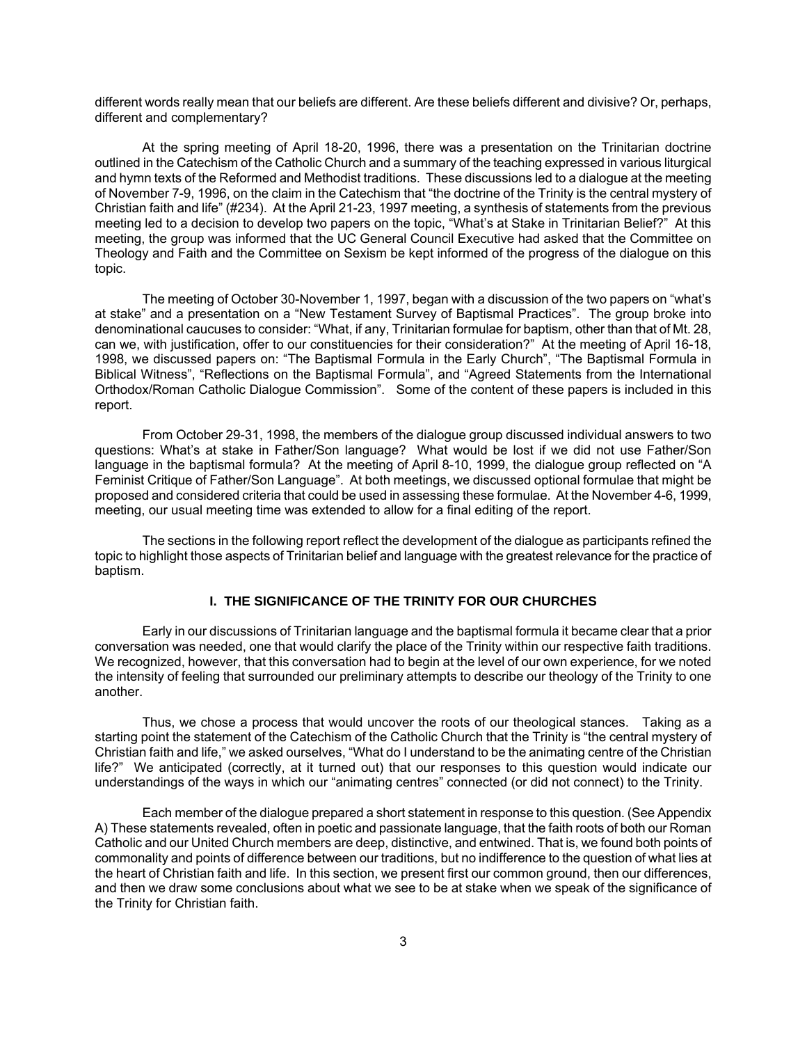different words really mean that our beliefs are different. Are these beliefs different and divisive? Or, perhaps, different and complementary?

At the spring meeting of April 18-20, 1996, there was a presentation on the Trinitarian doctrine outlined in the Catechism of the Catholic Church and a summary of the teaching expressed in various liturgical and hymn texts of the Reformed and Methodist traditions. These discussions led to a dialogue at the meeting of November 7-9, 1996, on the claim in the Catechism that "the doctrine of the Trinity is the central mystery of Christian faith and life" (#234). At the April 21-23, 1997 meeting, a synthesis of statements from the previous meeting led to a decision to develop two papers on the topic, "What's at Stake in Trinitarian Belief?" At this meeting, the group was informed that the UC General Council Executive had asked that the Committee on Theology and Faith and the Committee on Sexism be kept informed of the progress of the dialogue on this topic.

The meeting of October 30-November 1, 1997, began with a discussion of the two papers on "what's at stake" and a presentation on a "New Testament Survey of Baptismal Practices". The group broke into denominational caucuses to consider: "What, if any, Trinitarian formulae for baptism, other than that of Mt. 28, can we, with justification, offer to our constituencies for their consideration?" At the meeting of April 16-18, 1998, we discussed papers on: "The Baptismal Formula in the Early Church", "The Baptismal Formula in Biblical Witness", "Reflections on the Baptismal Formula", and "Agreed Statements from the International Orthodox/Roman Catholic Dialogue Commission". Some of the content of these papers is included in this report.

From October 29-31, 1998, the members of the dialogue group discussed individual answers to two questions: What's at stake in Father/Son language? What would be lost if we did not use Father/Son language in the baptismal formula? At the meeting of April 8-10, 1999, the dialogue group reflected on "A Feminist Critique of Father/Son Language". At both meetings, we discussed optional formulae that might be proposed and considered criteria that could be used in assessing these formulae. At the November 4-6, 1999, meeting, our usual meeting time was extended to allow for a final editing of the report.

The sections in the following report reflect the development of the dialogue as participants refined the topic to highlight those aspects of Trinitarian belief and language with the greatest relevance for the practice of baptism.

## I. THE SIGNIFICANCE OF THE TRINITY FOR OUR CHURCHES

Early in our discussions of Trinitarian language and the baptismal formula it became clear that a prior conversation was needed, one that would clarify the place of the Trinity within our respective faith traditions. We recognized, however, that this conversation had to begin at the level of our own experience, for we noted the intensity of feeling that surrounded our preliminary attempts to describe our theology of the Trinity to one another.

Thus, we chose a process that would uncover the roots of our theological stances. Taking as a starting point the statement of the Catechism of the Catholic Church that the Trinity is "the central mystery of Christian faith and life," we asked ourselves, "What do I understand to be the animating centre of the Christian life?" We anticipated (correctly, at it turned out) that our responses to this question would indicate our understandings of the ways in which our "animating centres" connected (or did not connect) to the Trinity.

Each member of the dialogue prepared a short statement in response to this question. (See Appendix A) These statements revealed, often in poetic and passionate language, that the faith roots of both our Roman Catholic and our United Church members are deep, distinctive, and entwined. That is, we found both points of commonality and points of difference between our traditions, but no indifference to the question of what lies at the heart of Christian faith and life. In this section, we present first our common ground, then our differences, and then we draw some conclusions about what we see to be at stake when we speak of the significance of the Trinity for Christian faith.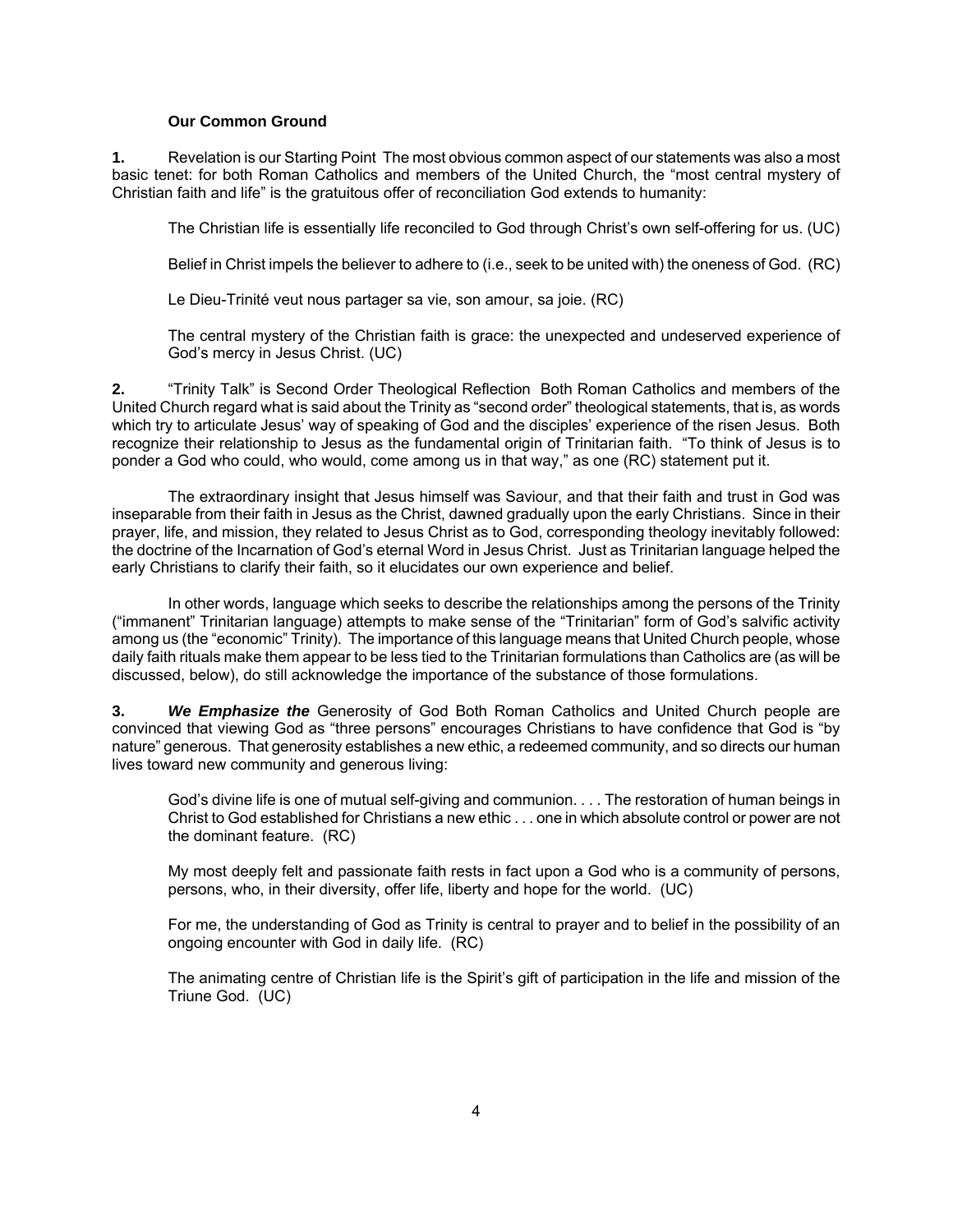**Our Common Ground**

**1.** Revelation is our Starting Point The most obvious common aspect of our statements was also a most basic tenet: for both Roman Catholics and members of the United Church, the "most central mystery of Christian faith and life" is the gratuitous offer of reconciliation God extends to humanity:

> The Christian life is essentially life reconciled to God through Christ's own self-offering for us. (UC)
>
> Belief in Christ impels the believer to adhere to (i.e., seek to be united with) the oneness of God. (RC)
>
> Le Dieu-Trinité veut nous partager sa vie, son amour, sa joie. (RC)
>
> The central mystery of the Christian faith is grace: the unexpected and undeserved experience of God's mercy in Jesus Christ. (UC)

**2.** "Trinity Talk" is Second Order Theological Reflection Both Roman Catholics and members of the United Church regard what is said about the Trinity as "second order" theological statements, that is, as words which try to articulate Jesus' way of speaking of God and the disciples' experience of the risen Jesus. Both recognize their relationship to Jesus as the fundamental origin of Trinitarian faith. "To think of Jesus is to ponder a God who could, who would, come among us in that way," as one (RC) statement put it.

The extraordinary insight that Jesus himself was Saviour, and that their faith and trust in God was inseparable from their faith in Jesus as the Christ, dawned gradually upon the early Christians. Since in their prayer, life, and mission, they related to Jesus Christ as to God, corresponding theology inevitably followed: the doctrine of the Incarnation of God's eternal Word in Jesus Christ. Just as Trinitarian language helped the early Christians to clarify their faith, so it elucidates our own experience and belief.

In other words, language which seeks to describe the relationships among the persons of the Trinity ("immanent" Trinitarian language) attempts to make sense of the "Trinitarian" form of God's salvific activity among us (the "economic" Trinity). The importance of this language means that United Church people, whose daily faith rituals make them appear to be less tied to the Trinitarian formulations than Catholics are (as will be discussed, below), do still acknowledge the importance of the substance of those formulations.

**3.** ***We Emphasize the*** Generosity of God Both Roman Catholics and United Church people are convinced that viewing God as "three persons" encourages Christians to have confidence that God is "by nature" generous. That generosity establishes a new ethic, a redeemed community, and so directs our human lives toward new community and generous living:

> God's divine life is one of mutual self-giving and communion. . . . The restoration of human beings in Christ to God established for Christians a new ethic . . . one in which absolute control or power are not the dominant feature. (RC)
>
> My most deeply felt and passionate faith rests in fact upon a God who is a community of persons, persons, who, in their diversity, offer life, liberty and hope for the world. (UC)
>
> For me, the understanding of God as Trinity is central to prayer and to belief in the possibility of an ongoing encounter with God in daily life. (RC)
>
> The animating centre of Christian life is the Spirit's gift of participation in the life and mission of the Triune God. (UC)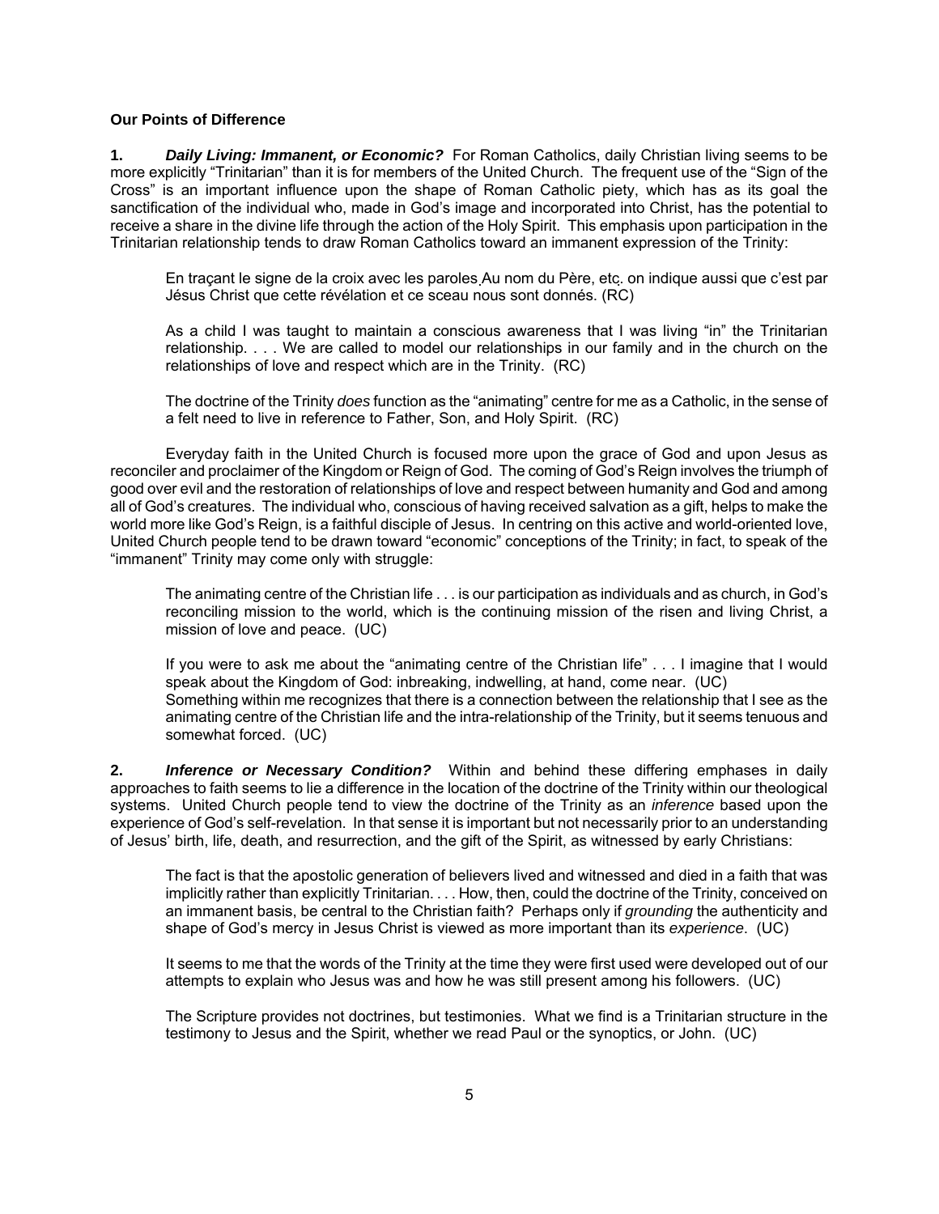**Our Points of Difference**

**1.** ***Daily Living: Immanent, or Economic?*** For Roman Catholics, daily Christian living seems to be more explicitly "Trinitarian" than it is for members of the United Church. The frequent use of the "Sign of the Cross" is an important influence upon the shape of Roman Catholic piety, which has as its goal the sanctification of the individual who, made in God's image and incorporated into Christ, has the potential to receive a share in the divine life through the action of the Holy Spirit. This emphasis upon participation in the Trinitarian relationship tends to draw Roman Catholics toward an immanent expression of the Trinity:

> En traçant le signe de la croix avec les paroles Au nom du Père, etc. on indique aussi que c'est par Jésus Christ que cette révélation et ce sceau nous sont donnés. (RC)
>
> As a child I was taught to maintain a conscious awareness that I was living "in" the Trinitarian relationship. . . . We are called to model our relationships in our family and in the church on the relationships of love and respect which are in the Trinity. (RC)
>
> The doctrine of the Trinity *does* function as the "animating" centre for me as a Catholic, in the sense of a felt need to live in reference to Father, Son, and Holy Spirit. (RC)

Everyday faith in the United Church is focused more upon the grace of God and upon Jesus as reconciler and proclaimer of the Kingdom or Reign of God. The coming of God's Reign involves the triumph of good over evil and the restoration of relationships of love and respect between humanity and God and among all of God's creatures. The individual who, conscious of having received salvation as a gift, helps to make the world more like God's Reign, is a faithful disciple of Jesus. In centring on this active and world-oriented love, United Church people tend to be drawn toward "economic" conceptions of the Trinity; in fact, to speak of the "immanent" Trinity may come only with struggle:

> The animating centre of the Christian life . . . is our participation as individuals and as church, in God's reconciling mission to the world, which is the continuing mission of the risen and living Christ, a mission of love and peace. (UC)
>
> If you were to ask me about the "animating centre of the Christian life" . . . I imagine that I would speak about the Kingdom of God: inbreaking, indwelling, at hand, come near. (UC)
> Something within me recognizes that there is a connection between the relationship that I see as the animating centre of the Christian life and the intra-relationship of the Trinity, but it seems tenuous and somewhat forced. (UC)

**2.** ***Inference or Necessary Condition?*** Within and behind these differing emphases in daily approaches to faith seems to lie a difference in the location of the doctrine of the Trinity within our theological systems. United Church people tend to view the doctrine of the Trinity as an *inference* based upon the experience of God's self-revelation. In that sense it is important but not necessarily prior to an understanding of Jesus' birth, life, death, and resurrection, and the gift of the Spirit, as witnessed by early Christians:

> The fact is that the apostolic generation of believers lived and witnessed and died in a faith that was implicitly rather than explicitly Trinitarian. . . . How, then, could the doctrine of the Trinity, conceived on an immanent basis, be central to the Christian faith? Perhaps only if *grounding* the authenticity and shape of God's mercy in Jesus Christ is viewed as more important than its *experience*. (UC)
>
> It seems to me that the words of the Trinity at the time they were first used were developed out of our attempts to explain who Jesus was and how he was still present among his followers. (UC)
>
> The Scripture provides not doctrines, but testimonies. What we find is a Trinitarian structure in the testimony to Jesus and the Spirit, whether we read Paul or the synoptics, or John. (UC)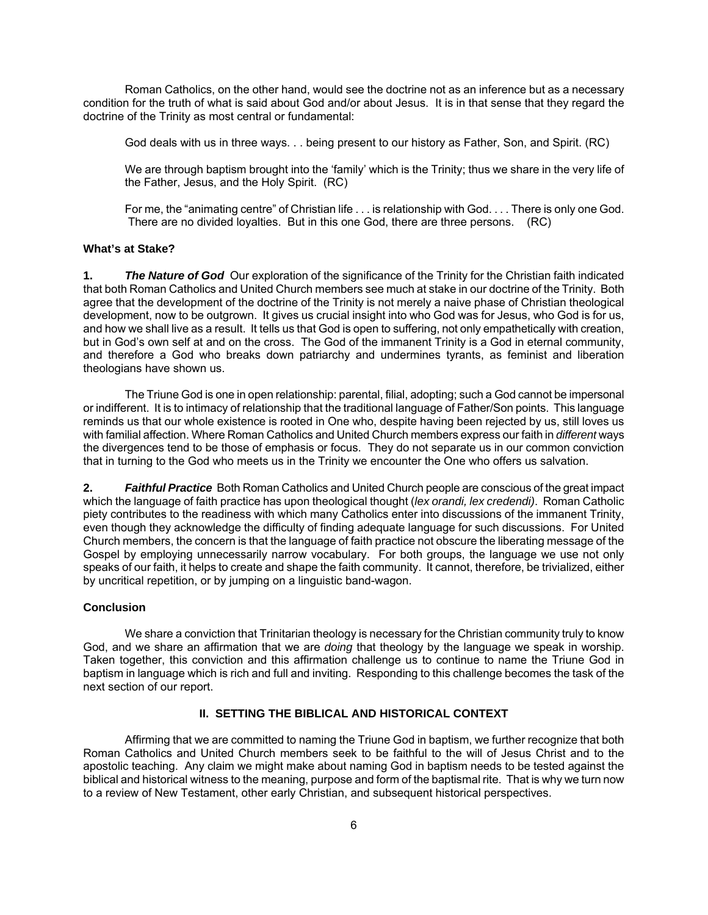Roman Catholics, on the other hand, would see the doctrine not as an inference but as a necessary condition for the truth of what is said about God and/or about Jesus. It is in that sense that they regard the doctrine of the Trinity as most central or fundamental:

> God deals with us in three ways. . . being present to our history as Father, Son, and Spirit. (RC)
>
> We are through baptism brought into the 'family' which is the Trinity; thus we share in the very life of the Father, Jesus, and the Holy Spirit. (RC)
>
> For me, the "animating centre" of Christian life . . . is relationship with God. . . . There is only one God. There are no divided loyalties. But in this one God, there are three persons. (RC)

### What's at Stake?

**1.** ***The Nature of God*** Our exploration of the significance of the Trinity for the Christian faith indicated that both Roman Catholics and United Church members see much at stake in our doctrine of the Trinity. Both agree that the development of the doctrine of the Trinity is not merely a naive phase of Christian theological development, now to be outgrown. It gives us crucial insight into who God was for Jesus, who God is for us, and how we shall live as a result. It tells us that God is open to suffering, not only empathetically with creation, but in God's own self at and on the cross. The God of the immanent Trinity is a God in eternal community, and therefore a God who breaks down patriarchy and undermines tyrants, as feminist and liberation theologians have shown us.

The Triune God is one in open relationship: parental, filial, adopting; such a God cannot be impersonal or indifferent. It is to intimacy of relationship that the traditional language of Father/Son points. This language reminds us that our whole existence is rooted in One who, despite having been rejected by us, still loves us with familial affection. Where Roman Catholics and United Church members express our faith in *different* ways the divergences tend to be those of emphasis or focus. They do not separate us in our common conviction that in turning to the God who meets us in the Trinity we encounter the One who offers us salvation.

**2.** ***Faithful Practice*** Both Roman Catholics and United Church people are conscious of the great impact which the language of faith practice has upon theological thought (*lex orandi, lex credendi)*. Roman Catholic piety contributes to the readiness with which many Catholics enter into discussions of the immanent Trinity, even though they acknowledge the difficulty of finding adequate language for such discussions. For United Church members, the concern is that the language of faith practice not obscure the liberating message of the Gospel by employing unnecessarily narrow vocabulary. For both groups, the language we use not only speaks of our faith, it helps to create and shape the faith community. It cannot, therefore, be trivialized, either by uncritical repetition, or by jumping on a linguistic band-wagon.

### Conclusion

We share a conviction that Trinitarian theology is necessary for the Christian community truly to know God, and we share an affirmation that we are *doing* that theology by the language we speak in worship. Taken together, this conviction and this affirmation challenge us to continue to name the Triune God in baptism in language which is rich and full and inviting. Responding to this challenge becomes the task of the next section of our report.

## II. SETTING THE BIBLICAL AND HISTORICAL CONTEXT

Affirming that we are committed to naming the Triune God in baptism, we further recognize that both Roman Catholics and United Church members seek to be faithful to the will of Jesus Christ and to the apostolic teaching. Any claim we might make about naming God in baptism needs to be tested against the biblical and historical witness to the meaning, purpose and form of the baptismal rite. That is why we turn now to a review of New Testament, other early Christian, and subsequent historical perspectives.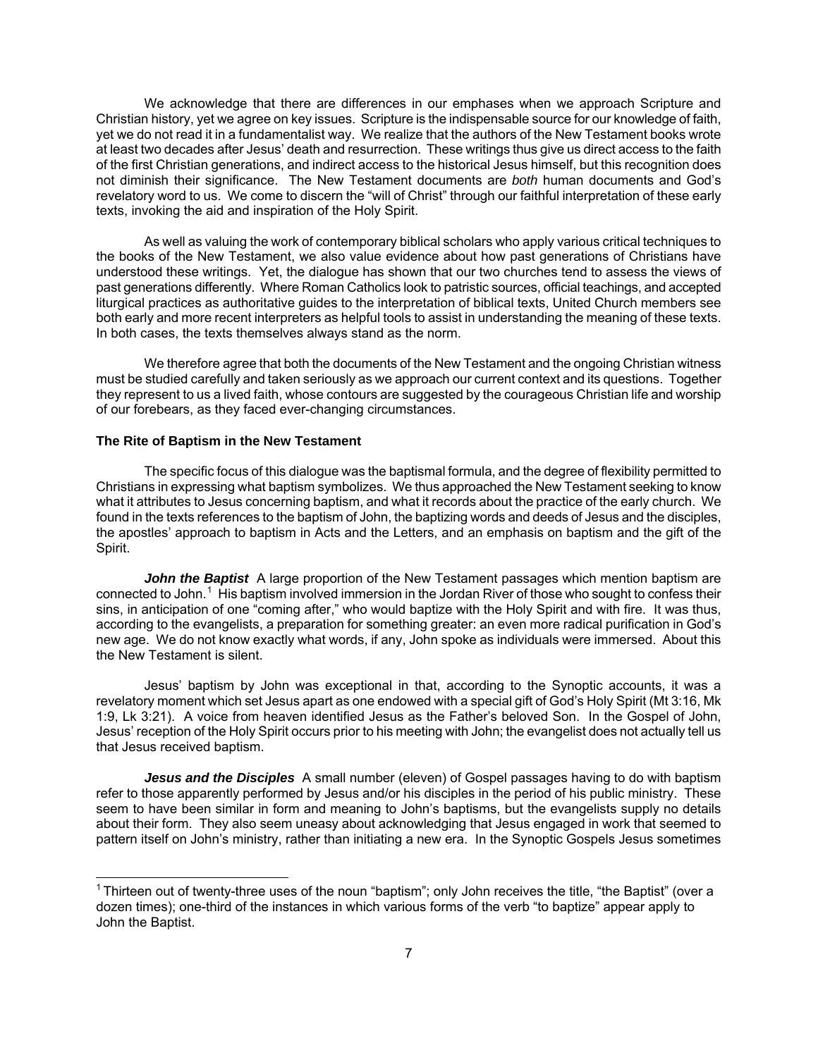We acknowledge that there are differences in our emphases when we approach Scripture and Christian history, yet we agree on key issues. Scripture is the indispensable source for our knowledge of faith, yet we do not read it in a fundamentalist way. We realize that the authors of the New Testament books wrote at least two decades after Jesus' death and resurrection. These writings thus give us direct access to the faith of the first Christian generations, and indirect access to the historical Jesus himself, but this recognition does not diminish their significance. The New Testament documents are *both* human documents and God's revelatory word to us. We come to discern the "will of Christ" through our faithful interpretation of these early texts, invoking the aid and inspiration of the Holy Spirit.

As well as valuing the work of contemporary biblical scholars who apply various critical techniques to the books of the New Testament, we also value evidence about how past generations of Christians have understood these writings. Yet, the dialogue has shown that our two churches tend to assess the views of past generations differently. Where Roman Catholics look to patristic sources, official teachings, and accepted liturgical practices as authoritative guides to the interpretation of biblical texts, United Church members see both early and more recent interpreters as helpful tools to assist in understanding the meaning of these texts. In both cases, the texts themselves always stand as the norm.

We therefore agree that both the documents of the New Testament and the ongoing Christian witness must be studied carefully and taken seriously as we approach our current context and its questions. Together they represent to us a lived faith, whose contours are suggested by the courageous Christian life and worship of our forebears, as they faced ever-changing circumstances.

**The Rite of Baptism in the New Testament**

The specific focus of this dialogue was the baptismal formula, and the degree of flexibility permitted to Christians in expressing what baptism symbolizes. We thus approached the New Testament seeking to know what it attributes to Jesus concerning baptism, and what it records about the practice of the early church. We found in the texts references to the baptism of John, the baptizing words and deeds of Jesus and the disciples, the apostles' approach to baptism in Acts and the Letters, and an emphasis on baptism and the gift of the Spirit.

***John the Baptist*** A large proportion of the New Testament passages which mention baptism are connected to John.[1] His baptism involved immersion in the Jordan River of those who sought to confess their sins, in anticipation of one "coming after," who would baptize with the Holy Spirit and with fire. It was thus, according to the evangelists, a preparation for something greater: an even more radical purification in God's new age. We do not know exactly what words, if any, John spoke as individuals were immersed. About this the New Testament is silent.

Jesus' baptism by John was exceptional in that, according to the Synoptic accounts, it was a revelatory moment which set Jesus apart as one endowed with a special gift of God's Holy Spirit (Mt 3:16, Mk 1:9, Lk 3:21). A voice from heaven identified Jesus as the Father's beloved Son. In the Gospel of John, Jesus' reception of the Holy Spirit occurs prior to his meeting with John; the evangelist does not actually tell us that Jesus received baptism.

***Jesus and the Disciples*** A small number (eleven) of Gospel passages having to do with baptism refer to those apparently performed by Jesus and/or his disciples in the period of his public ministry. These seem to have been similar in form and meaning to John's baptisms, but the evangelists supply no details about their form. They also seem uneasy about acknowledging that Jesus engaged in work that seemed to pattern itself on John's ministry, rather than initiating a new era. In the Synoptic Gospels Jesus sometimes

[1] Thirteen out of twenty-three uses of the noun "baptism"; only John receives the title, "the Baptist" (over a dozen times); one-third of the instances in which various forms of the verb "to baptize" appear apply to John the Baptist.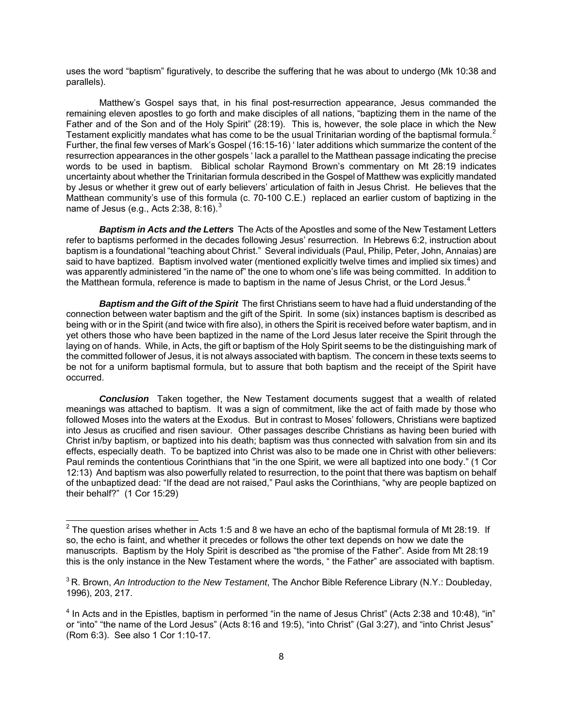uses the word "baptism" figuratively, to describe the suffering that he was about to undergo (Mk 10:38 and parallels).

Matthew's Gospel says that, in his final post-resurrection appearance, Jesus commanded the remaining eleven apostles to go forth and make disciples of all nations, "baptizing them in the name of the Father and of the Son and of the Holy Spirit" (28:19). This is, however, the sole place in which the New Testament explicitly mandates what has come to be the usual Trinitarian wording of the baptismal formula.[2] Further, the final few verses of Mark's Gospel (16:15-16) ' later additions which summarize the content of the resurrection appearances in the other gospels ' lack a parallel to the Matthean passage indicating the precise words to be used in baptism. Biblical scholar Raymond Brown's commentary on Mt 28:19 indicates uncertainty about whether the Trinitarian formula described in the Gospel of Matthew was explicitly mandated by Jesus or whether it grew out of early believers' articulation of faith in Jesus Christ. He believes that the Matthean community's use of this formula (c. 70-100 C.E.) replaced an earlier custom of baptizing in the name of Jesus (e.g., Acts 2:38, 8:16).[3]

***Baptism in Acts and the Letters*** The Acts of the Apostles and some of the New Testament Letters refer to baptisms performed in the decades following Jesus' resurrection. In Hebrews 6:2, instruction about baptism is a foundational "teaching about Christ." Several individuals (Paul, Philip, Peter, John, Annaias) are said to have baptized. Baptism involved water (mentioned explicitly twelve times and implied six times) and was apparently administered "in the name of" the one to whom one's life was being committed. In addition to the Matthean formula, reference is made to baptism in the name of Jesus Christ, or the Lord Jesus.[4]

***Baptism and the Gift of the Spirit*** The first Christians seem to have had a fluid understanding of the connection between water baptism and the gift of the Spirit. In some (six) instances baptism is described as being with or in the Spirit (and twice with fire also), in others the Spirit is received before water baptism, and in yet others those who have been baptized in the name of the Lord Jesus later receive the Spirit through the laying on of hands. While, in Acts, the gift or baptism of the Holy Spirit seems to be the distinguishing mark of the committed follower of Jesus, it is not always associated with baptism. The concern in these texts seems to be not for a uniform baptismal formula, but to assure that both baptism and the receipt of the Spirit have occurred.

***Conclusion*** Taken together, the New Testament documents suggest that a wealth of related meanings was attached to baptism. It was a sign of commitment, like the act of faith made by those who followed Moses into the waters at the Exodus. But in contrast to Moses' followers, Christians were baptized into Jesus as crucified and risen saviour. Other passages describe Christians as having been buried with Christ in/by baptism, or baptized into his death; baptism was thus connected with salvation from sin and its effects, especially death. To be baptized into Christ was also to be made one in Christ with other believers: Paul reminds the contentious Corinthians that "in the one Spirit, we were all baptized into one body." (1 Cor 12:13) And baptism was also powerfully related to resurrection, to the point that there was baptism on behalf of the unbaptized dead: "If the dead are not raised," Paul asks the Corinthians, "why are people baptized on their behalf?" (1 Cor 15:29)

---

[2] The question arises whether in Acts 1:5 and 8 we have an echo of the baptismal formula of Mt 28:19. If so, the echo is faint, and whether it precedes or follows the other text depends on how we date the manuscripts. Baptism by the Holy Spirit is described as "the promise of the Father". Aside from Mt 28:19 this is the only instance in the New Testament where the words, " the Father" are associated with baptism.

[3] R. Brown, *An Introduction to the New Testament*, The Anchor Bible Reference Library (N.Y.: Doubleday, 1996), 203, 217.

[4] In Acts and in the Epistles, baptism in performed "in the name of Jesus Christ" (Acts 2:38 and 10:48), "in" or "into" "the name of the Lord Jesus" (Acts 8:16 and 19:5), "into Christ" (Gal 3:27), and "into Christ Jesus" (Rom 6:3). See also 1 Cor 1:10-17.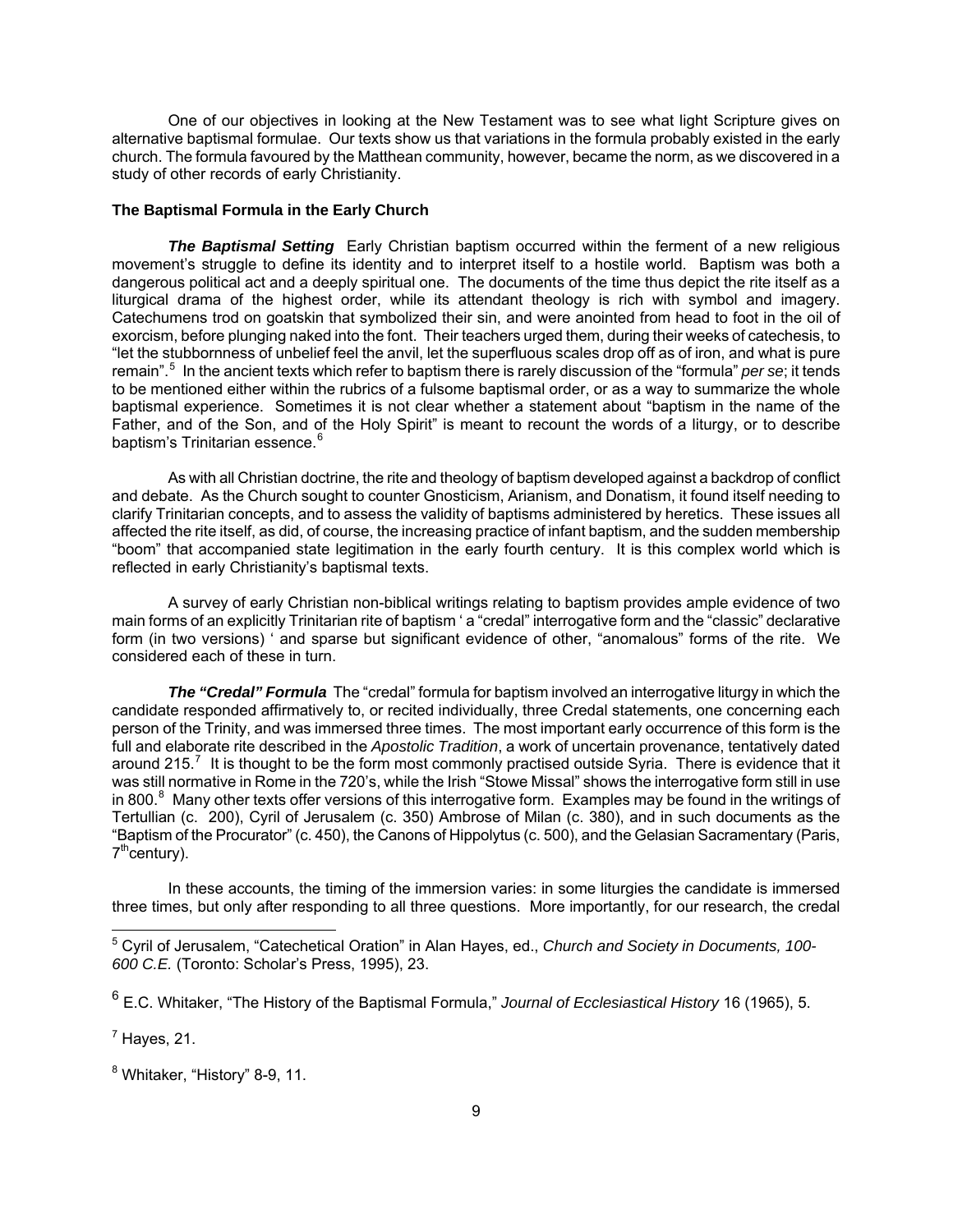One of our objectives in looking at the New Testament was to see what light Scripture gives on alternative baptismal formulae. Our texts show us that variations in the formula probably existed in the early church. The formula favoured by the Matthean community, however, became the norm, as we discovered in a study of other records of early Christianity.

### The Baptismal Formula in the Early Church

***The Baptismal Setting*** Early Christian baptism occurred within the ferment of a new religious movement's struggle to define its identity and to interpret itself to a hostile world. Baptism was both a dangerous political act and a deeply spiritual one. The documents of the time thus depict the rite itself as a liturgical drama of the highest order, while its attendant theology is rich with symbol and imagery. Catechumens trod on goatskin that symbolized their sin, and were anointed from head to foot in the oil of exorcism, before plunging naked into the font. Their teachers urged them, during their weeks of catechesis, to "let the stubbornness of unbelief feel the anvil, let the superfluous scales drop off as of iron, and what is pure remain".[5] In the ancient texts which refer to baptism there is rarely discussion of the "formula" *per se*; it tends to be mentioned either within the rubrics of a fulsome baptismal order, or as a way to summarize the whole baptismal experience. Sometimes it is not clear whether a statement about "baptism in the name of the Father, and of the Son, and of the Holy Spirit" is meant to recount the words of a liturgy, or to describe baptism's Trinitarian essence.[6]

As with all Christian doctrine, the rite and theology of baptism developed against a backdrop of conflict and debate. As the Church sought to counter Gnosticism, Arianism, and Donatism, it found itself needing to clarify Trinitarian concepts, and to assess the validity of baptisms administered by heretics. These issues all affected the rite itself, as did, of course, the increasing practice of infant baptism, and the sudden membership "boom" that accompanied state legitimation in the early fourth century. It is this complex world which is reflected in early Christianity's baptismal texts.

A survey of early Christian non-biblical writings relating to baptism provides ample evidence of two main forms of an explicitly Trinitarian rite of baptism ' a "credal" interrogative form and the "classic" declarative form (in two versions) ' and sparse but significant evidence of other, "anomalous" forms of the rite. We considered each of these in turn.

***The "Credal" Formula*** The "credal" formula for baptism involved an interrogative liturgy in which the candidate responded affirmatively to, or recited individually, three Credal statements, one concerning each person of the Trinity, and was immersed three times. The most important early occurrence of this form is the full and elaborate rite described in the *Apostolic Tradition*, a work of uncertain provenance, tentatively dated around 215.[7] It is thought to be the form most commonly practised outside Syria. There is evidence that it was still normative in Rome in the 720's, while the Irish "Stowe Missal" shows the interrogative form still in use in 800.[8] Many other texts offer versions of this interrogative form. Examples may be found in the writings of Tertullian (c. 200), Cyril of Jerusalem (c. 350) Ambrose of Milan (c. 380), and in such documents as the "Baptism of the Procurator" (c. 450), the Canons of Hippolytus (c. 500), and the Gelasian Sacramentary (Paris, 7th century).

In these accounts, the timing of the immersion varies: in some liturgies the candidate is immersed three times, but only after responding to all three questions. More importantly, for our research, the credal

---

[5] Cyril of Jerusalem, "Catechetical Oration" in Alan Hayes, ed., *Church and Society in Documents, 100-600 C.E.* (Toronto: Scholar's Press, 1995), 23.

[6] E.C. Whitaker, "The History of the Baptismal Formula," *Journal of Ecclesiastical History* 16 (1965), 5.

[7] Hayes, 21.

[8] Whitaker, "History" 8-9, 11.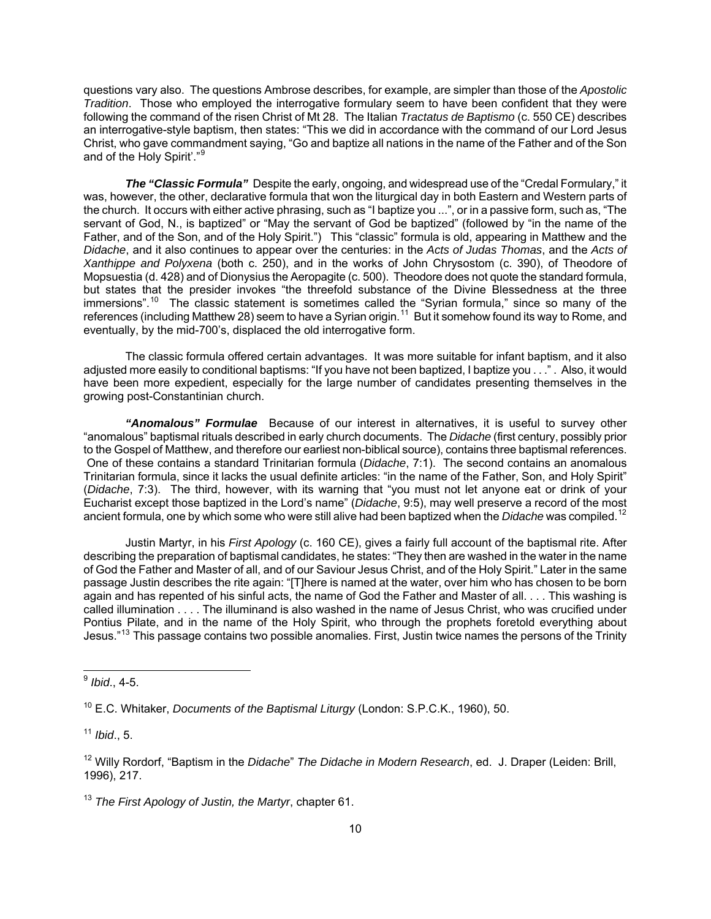questions vary also. The questions Ambrose describes, for example, are simpler than those of the *Apostolic Tradition*. Those who employed the interrogative formulary seem to have been confident that they were following the command of the risen Christ of Mt 28. The Italian *Tractatus de Baptismo* (c. 550 CE) describes an interrogative-style baptism, then states: "This we did in accordance with the command of our Lord Jesus Christ, who gave commandment saying, "Go and baptize all nations in the name of the Father and of the Son and of the Holy Spirit'."[9]

***The "Classic Formula"*** Despite the early, ongoing, and widespread use of the "Credal Formulary," it was, however, the other, declarative formula that won the liturgical day in both Eastern and Western parts of the church. It occurs with either active phrasing, such as "I baptize you ...", or in a passive form, such as, "The servant of God, N., is baptized" or "May the servant of God be baptized" (followed by "in the name of the Father, and of the Son, and of the Holy Spirit.") This "classic" formula is old, appearing in Matthew and the *Didache*, and it also continues to appear over the centuries: in the *Acts of Judas Thomas*, and the *Acts of Xanthippe and Polyxena* (both c. 250), and in the works of John Chrysostom (c. 390), of Theodore of Mopsuestia (d. 428) and of Dionysius the Aeropagite (c. 500). Theodore does not quote the standard formula, but states that the presider invokes "the threefold substance of the Divine Blessedness at the three immersions".[10] The classic statement is sometimes called the "Syrian formula," since so many of the references (including Matthew 28) seem to have a Syrian origin.[11] But it somehow found its way to Rome, and eventually, by the mid-700's, displaced the old interrogative form.

The classic formula offered certain advantages. It was more suitable for infant baptism, and it also adjusted more easily to conditional baptisms: "If you have not been baptized, I baptize you . . ." . Also, it would have been more expedient, especially for the large number of candidates presenting themselves in the growing post-Constantinian church.

***"Anomalous" Formulae*** Because of our interest in alternatives, it is useful to survey other "anomalous" baptismal rituals described in early church documents. The *Didache* (first century, possibly prior to the Gospel of Matthew, and therefore our earliest non-biblical source), contains three baptismal references. One of these contains a standard Trinitarian formula (*Didache*, 7:1). The second contains an anomalous Trinitarian formula, since it lacks the usual definite articles: "in the name of the Father, Son, and Holy Spirit" (*Didache*, 7:3). The third, however, with its warning that "you must not let anyone eat or drink of your Eucharist except those baptized in the Lord's name" (*Didache*, 9:5), may well preserve a record of the most ancient formula, one by which some who were still alive had been baptized when the *Didache* was compiled.[12]

Justin Martyr, in his *First Apology* (c. 160 CE), gives a fairly full account of the baptismal rite. After describing the preparation of baptismal candidates, he states: "They then are washed in the water in the name of God the Father and Master of all, and of our Saviour Jesus Christ, and of the Holy Spirit." Later in the same passage Justin describes the rite again: "[T]here is named at the water, over him who has chosen to be born again and has repented of his sinful acts, the name of God the Father and Master of all. . . . This washing is called illumination . . . . The illuminand is also washed in the name of Jesus Christ, who was crucified under Pontius Pilate, and in the name of the Holy Spirit, who through the prophets foretold everything about Jesus."[13] This passage contains two possible anomalies. First, Justin twice names the persons of the Trinity

---

[9] *Ibid*., 4-5.

[10] E.C. Whitaker, *Documents of the Baptismal Liturgy* (London: S.P.C.K., 1960), 50.

[11] *Ibid*., 5.

[12] Willy Rordorf, "Baptism in the *Didache*" *The Didache in Modern Research*, ed. J. Draper (Leiden: Brill, 1996), 217.

[13] *The First Apology of Justin, the Martyr*, chapter 61.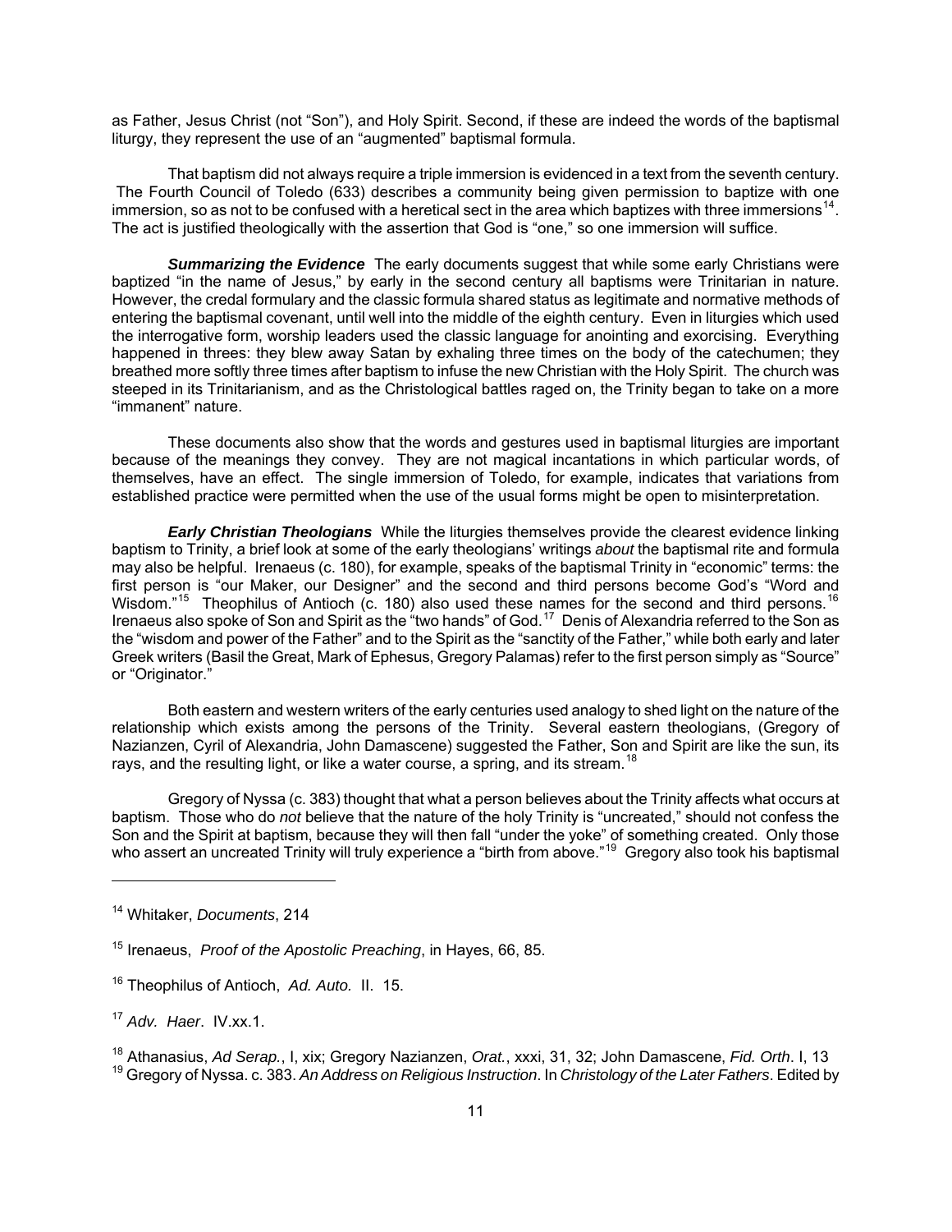as Father, Jesus Christ (not "Son"), and Holy Spirit. Second, if these are indeed the words of the baptismal liturgy, they represent the use of an "augmented" baptismal formula.

That baptism did not always require a triple immersion is evidenced in a text from the seventh century. The Fourth Council of Toledo (633) describes a community being given permission to baptize with one immersion, so as not to be confused with a heretical sect in the area which baptizes with three immersions[14]. The act is justified theologically with the assertion that God is "one," so one immersion will suffice.

***Summarizing the Evidence*** The early documents suggest that while some early Christians were baptized "in the name of Jesus," by early in the second century all baptisms were Trinitarian in nature. However, the credal formulary and the classic formula shared status as legitimate and normative methods of entering the baptismal covenant, until well into the middle of the eighth century. Even in liturgies which used the interrogative form, worship leaders used the classic language for anointing and exorcising. Everything happened in threes: they blew away Satan by exhaling three times on the body of the catechumen; they breathed more softly three times after baptism to infuse the new Christian with the Holy Spirit. The church was steeped in its Trinitarianism, and as the Christological battles raged on, the Trinity began to take on a more "immanent" nature.

These documents also show that the words and gestures used in baptismal liturgies are important because of the meanings they convey. They are not magical incantations in which particular words, of themselves, have an effect. The single immersion of Toledo, for example, indicates that variations from established practice were permitted when the use of the usual forms might be open to misinterpretation.

***Early Christian Theologians*** While the liturgies themselves provide the clearest evidence linking baptism to Trinity, a brief look at some of the early theologians' writings *about* the baptismal rite and formula may also be helpful. Irenaeus (c. 180), for example, speaks of the baptismal Trinity in "economic" terms: the first person is "our Maker, our Designer" and the second and third persons become God's "Word and Wisdom."[15] Theophilus of Antioch (c. 180) also used these names for the second and third persons.[16] Irenaeus also spoke of Son and Spirit as the "two hands" of God.[17] Denis of Alexandria referred to the Son as the "wisdom and power of the Father" and to the Spirit as the "sanctity of the Father," while both early and later Greek writers (Basil the Great, Mark of Ephesus, Gregory Palamas) refer to the first person simply as "Source" or "Originator."

Both eastern and western writers of the early centuries used analogy to shed light on the nature of the relationship which exists among the persons of the Trinity. Several eastern theologians, (Gregory of Nazianzen, Cyril of Alexandria, John Damascene) suggested the Father, Son and Spirit are like the sun, its rays, and the resulting light, or like a water course, a spring, and its stream.[18]

Gregory of Nyssa (c. 383) thought that what a person believes about the Trinity affects what occurs at baptism. Those who do *not* believe that the nature of the holy Trinity is "uncreated," should not confess the Son and the Spirit at baptism, because they will then fall "under the yoke" of something created. Only those who assert an uncreated Trinity will truly experience a "birth from above."[19] Gregory also took his baptismal

---

[14] Whitaker, *Documents*, 214

[15] Irenaeus, *Proof of the Apostolic Preaching*, in Hayes, 66, 85.

[16] Theophilus of Antioch, *Ad. Auto.* II. 15.

[17] *Adv. Haer*. IV.xx.1.

[18] Athanasius, *Ad Serap.*, I, xix; Gregory Nazianzen, *Orat.*, xxxi, 31, 32; John Damascene, *Fid. Orth*. I, 13

[19] Gregory of Nyssa. c. 383. *An Address on Religious Instruction*. In *Christology of the Later Fathers*. Edited by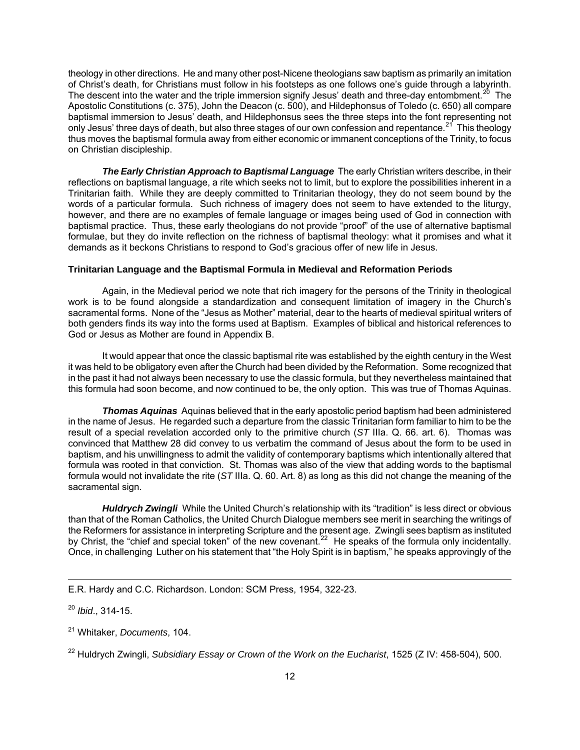theology in other directions. He and many other post-Nicene theologians saw baptism as primarily an imitation of Christ's death, for Christians must follow in his footsteps as one follows one's guide through a labyrinth. The descent into the water and the triple immersion signify Jesus' death and three-day entombment.[20] The Apostolic Constitutions (c. 375), John the Deacon (c. 500), and Hildephonsus of Toledo (c. 650) all compare baptismal immersion to Jesus' death, and Hildephonsus sees the three steps into the font representing not only Jesus' three days of death, but also three stages of our own confession and repentance.[21] This theology thus moves the baptismal formula away from either economic or immanent conceptions of the Trinity, to focus on Christian discipleship.

***The Early Christian Approach to Baptismal Language*** The early Christian writers describe, in their reflections on baptismal language, a rite which seeks not to limit, but to explore the possibilities inherent in a Trinitarian faith. While they are deeply committed to Trinitarian theology, they do not seem bound by the words of a particular formula. Such richness of imagery does not seem to have extended to the liturgy, however, and there are no examples of female language or images being used of God in connection with baptismal practice. Thus, these early theologians do not provide "proof" of the use of alternative baptismal formulae, but they do invite reflection on the richness of baptismal theology: what it promises and what it demands as it beckons Christians to respond to God's gracious offer of new life in Jesus.

### Trinitarian Language and the Baptismal Formula in Medieval and Reformation Periods

Again, in the Medieval period we note that rich imagery for the persons of the Trinity in theological work is to be found alongside a standardization and consequent limitation of imagery in the Church's sacramental forms. None of the "Jesus as Mother" material, dear to the hearts of medieval spiritual writers of both genders finds its way into the forms used at Baptism. Examples of biblical and historical references to God or Jesus as Mother are found in Appendix B.

It would appear that once the classic baptismal rite was established by the eighth century in the West it was held to be obligatory even after the Church had been divided by the Reformation. Some recognized that in the past it had not always been necessary to use the classic formula, but they nevertheless maintained that this formula had soon become, and now continued to be, the only option. This was true of Thomas Aquinas.

***Thomas Aquinas*** Aquinas believed that in the early apostolic period baptism had been administered in the name of Jesus. He regarded such a departure from the classic Trinitarian form familiar to him to be the result of a special revelation accorded only to the primitive church (*ST* IIIa. Q. 66. art. 6). Thomas was convinced that Matthew 28 did convey to us verbatim the command of Jesus about the form to be used in baptism, and his unwillingness to admit the validity of contemporary baptisms which intentionally altered that formula was rooted in that conviction. St. Thomas was also of the view that adding words to the baptismal formula would not invalidate the rite (*ST* IIIa. Q. 60. Art. 8) as long as this did not change the meaning of the sacramental sign.

***Huldrych Zwingli*** While the United Church's relationship with its "tradition" is less direct or obvious than that of the Roman Catholics, the United Church Dialogue members see merit in searching the writings of the Reformers for assistance in interpreting Scripture and the present age. Zwingli sees baptism as instituted by Christ, the "chief and special token" of the new covenant.[22] He speaks of the formula only incidentally. Once, in challenging Luther on his statement that "the Holy Spirit is in baptism," he speaks approvingly of the

---

E.R. Hardy and C.C. Richardson. London: SCM Press, 1954, 322-23.

[20] *Ibid*., 314-15.

[21] Whitaker, *Documents*, 104.

[22] Huldrych Zwingli, *Subsidiary Essay or Crown of the Work on the Eucharist*, 1525 (Z IV: 458-504), 500.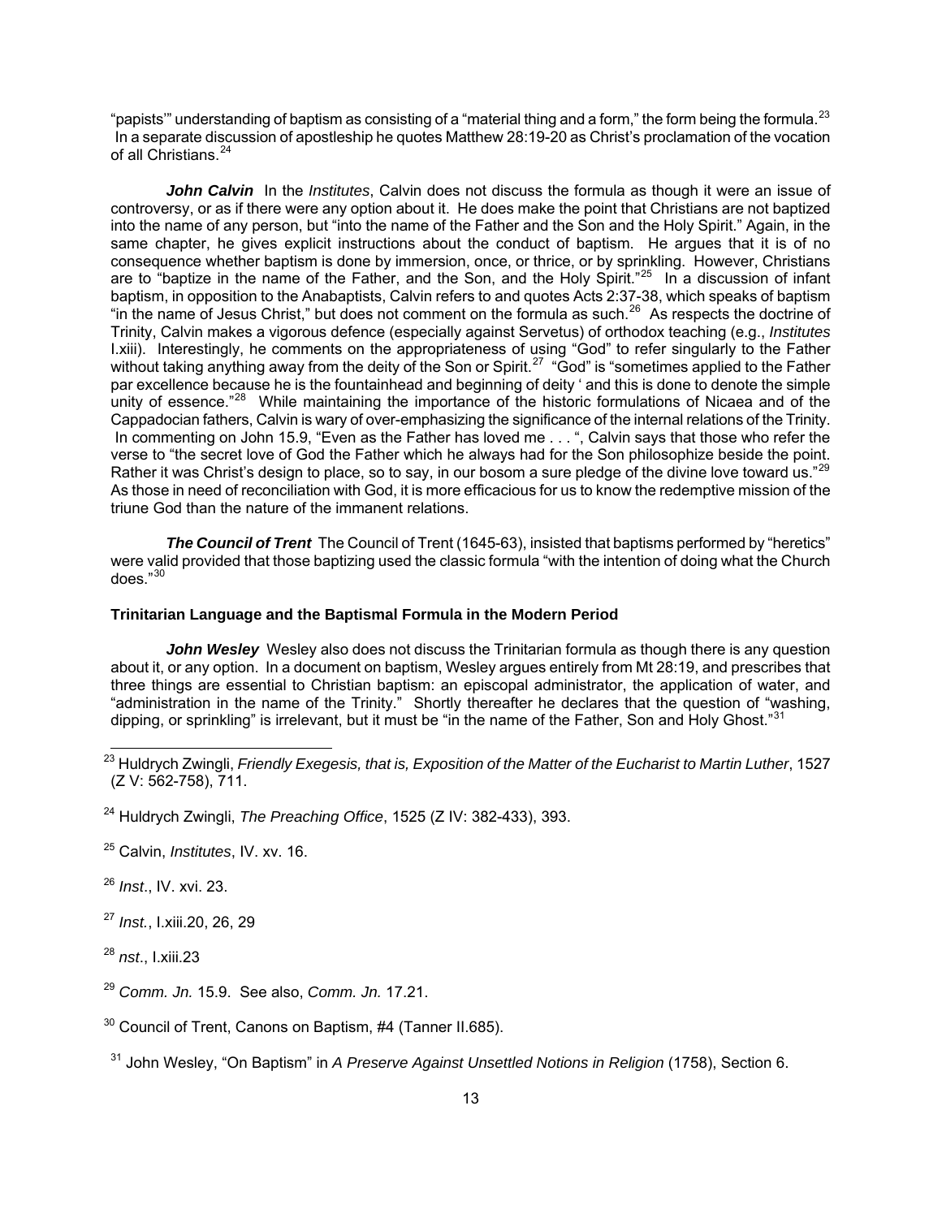"papists'" understanding of baptism as consisting of a "material thing and a form," the form being the formula.[23] In a separate discussion of apostleship he quotes Matthew 28:19-20 as Christ's proclamation of the vocation of all Christians.[24]

***John Calvin*** In the *Institutes*, Calvin does not discuss the formula as though it were an issue of controversy, or as if there were any option about it. He does make the point that Christians are not baptized into the name of any person, but "into the name of the Father and the Son and the Holy Spirit." Again, in the same chapter, he gives explicit instructions about the conduct of baptism. He argues that it is of no consequence whether baptism is done by immersion, once, or thrice, or by sprinkling. However, Christians are to "baptize in the name of the Father, and the Son, and the Holy Spirit."[25] In a discussion of infant baptism, in opposition to the Anabaptists, Calvin refers to and quotes Acts 2:37-38, which speaks of baptism "in the name of Jesus Christ," but does not comment on the formula as such.[26] As respects the doctrine of Trinity, Calvin makes a vigorous defence (especially against Servetus) of orthodox teaching (e.g., *Institutes* I.xiii). Interestingly, he comments on the appropriateness of using "God" to refer singularly to the Father without taking anything away from the deity of the Son or Spirit.[27] "God" is "sometimes applied to the Father par excellence because he is the fountainhead and beginning of deity ' and this is done to denote the simple unity of essence."[28] While maintaining the importance of the historic formulations of Nicaea and of the Cappadocian fathers, Calvin is wary of over-emphasizing the significance of the internal relations of the Trinity. In commenting on John 15.9, "Even as the Father has loved me . . . ", Calvin says that those who refer the verse to "the secret love of God the Father which he always had for the Son philosophize beside the point. Rather it was Christ's design to place, so to say, in our bosom a sure pledge of the divine love toward us."[29] As those in need of reconciliation with God, it is more efficacious for us to know the redemptive mission of the triune God than the nature of the immanent relations.

***The Council of Trent*** The Council of Trent (1645-63), insisted that baptisms performed by "heretics" were valid provided that those baptizing used the classic formula "with the intention of doing what the Church does."[30]

### Trinitarian Language and the Baptismal Formula in the Modern Period

***John Wesley*** Wesley also does not discuss the Trinitarian formula as though there is any question about it, or any option. In a document on baptism, Wesley argues entirely from Mt 28:19, and prescribes that three things are essential to Christian baptism: an episcopal administrator, the application of water, and "administration in the name of the Trinity." Shortly thereafter he declares that the question of "washing, dipping, or sprinkling" is irrelevant, but it must be "in the name of the Father, Son and Holy Ghost."[31]

---

[23] Huldrych Zwingli, *Friendly Exegesis, that is, Exposition of the Matter of the Eucharist to Martin Luther*, 1527 (Z V: 562-758), 711.

[24] Huldrych Zwingli, *The Preaching Office*, 1525 (Z IV: 382-433), 393.

[25] Calvin, *Institutes*, IV. xv. 16.

[26] *Inst*., IV. xvi. 23.

[27] *Inst.*, I.xiii.20, 26, 29

[28] *nst*., I.xiii.23

[29] *Comm. Jn.* 15.9. See also, *Comm. Jn.* 17.21.

[30] Council of Trent, Canons on Baptism, #4 (Tanner II.685).

[31] John Wesley, "On Baptism" in *A Preserve Against Unsettled Notions in Religion* (1758), Section 6.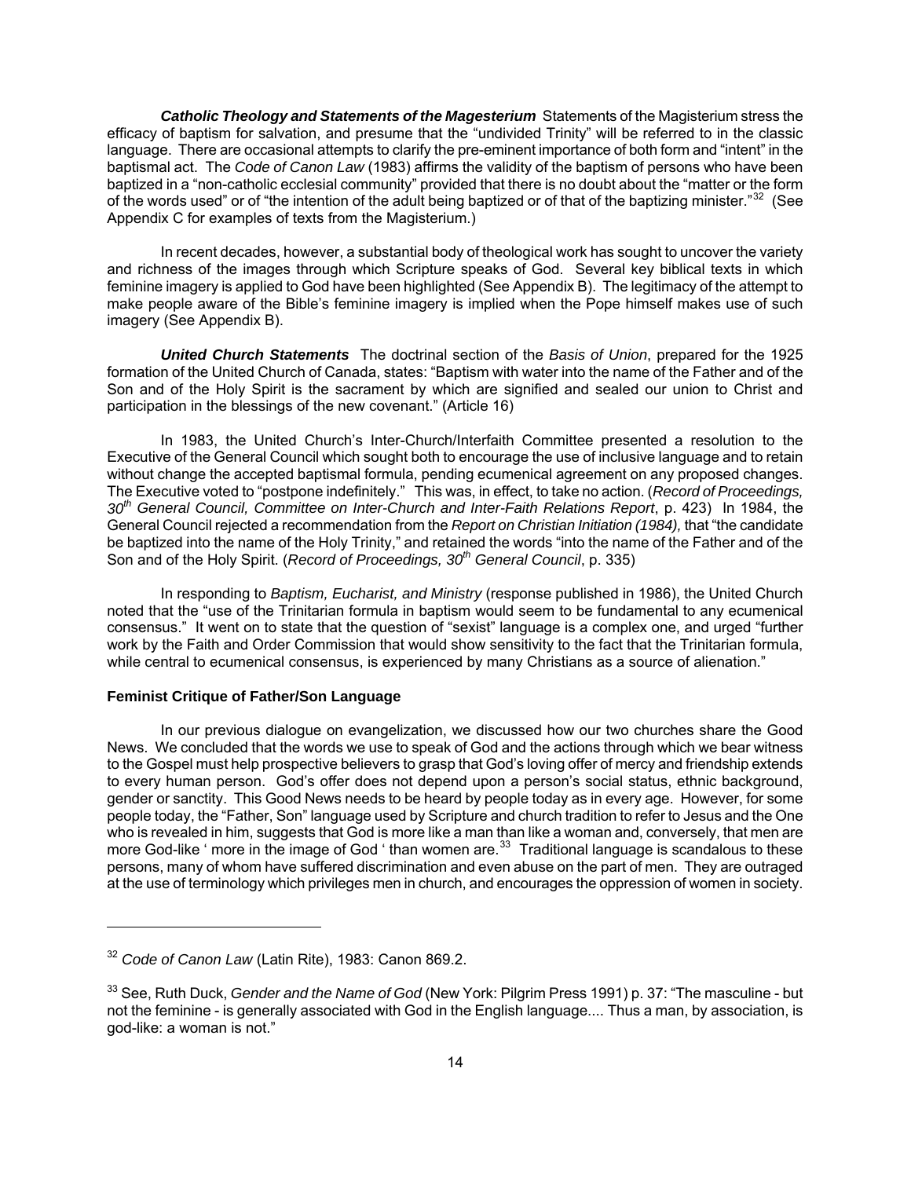***Catholic Theology and Statements of the Magesterium*** Statements of the Magisterium stress the efficacy of baptism for salvation, and presume that the "undivided Trinity" will be referred to in the classic language. There are occasional attempts to clarify the pre-eminent importance of both form and "intent" in the baptismal act. The *Code of Canon Law* (1983) affirms the validity of the baptism of persons who have been baptized in a "non-catholic ecclesial community" provided that there is no doubt about the "matter or the form of the words used" or of "the intention of the adult being baptized or of that of the baptizing minister."[32] (See Appendix C for examples of texts from the Magisterium.)

In recent decades, however, a substantial body of theological work has sought to uncover the variety and richness of the images through which Scripture speaks of God. Several key biblical texts in which feminine imagery is applied to God have been highlighted (See Appendix B). The legitimacy of the attempt to make people aware of the Bible's feminine imagery is implied when the Pope himself makes use of such imagery (See Appendix B).

***United Church Statements*** The doctrinal section of the *Basis of Union*, prepared for the 1925 formation of the United Church of Canada, states: "Baptism with water into the name of the Father and of the Son and of the Holy Spirit is the sacrament by which are signified and sealed our union to Christ and participation in the blessings of the new covenant." (Article 16)

In 1983, the United Church's Inter-Church/Interfaith Committee presented a resolution to the Executive of the General Council which sought both to encourage the use of inclusive language and to retain without change the accepted baptismal formula, pending ecumenical agreement on any proposed changes. The Executive voted to "postpone indefinitely." This was, in effect, to take no action. (*Record of Proceedings, 30th General Council, Committee on Inter-Church and Inter-Faith Relations Report*, p. 423) In 1984, the General Council rejected a recommendation from the *Report on Christian Initiation (1984),* that "the candidate be baptized into the name of the Holy Trinity," and retained the words "into the name of the Father and of the Son and of the Holy Spirit. (*Record of Proceedings, 30th General Council*, p. 335)

In responding to *Baptism, Eucharist, and Ministry* (response published in 1986), the United Church noted that the "use of the Trinitarian formula in baptism would seem to be fundamental to any ecumenical consensus." It went on to state that the question of "sexist" language is a complex one, and urged "further work by the Faith and Order Commission that would show sensitivity to the fact that the Trinitarian formula, while central to ecumenical consensus, is experienced by many Christians as a source of alienation."

**Feminist Critique of Father/Son Language**

In our previous dialogue on evangelization, we discussed how our two churches share the Good News. We concluded that the words we use to speak of God and the actions through which we bear witness to the Gospel must help prospective believers to grasp that God's loving offer of mercy and friendship extends to every human person. God's offer does not depend upon a person's social status, ethnic background, gender or sanctity. This Good News needs to be heard by people today as in every age. However, for some people today, the "Father, Son" language used by Scripture and church tradition to refer to Jesus and the One who is revealed in him, suggests that God is more like a man than like a woman and, conversely, that men are more God-like ' more in the image of God ' than women are.[33] Traditional language is scandalous to these persons, many of whom have suffered discrimination and even abuse on the part of men. They are outraged at the use of terminology which privileges men in church, and encourages the oppression of women in society.

---

[32] *Code of Canon Law* (Latin Rite), 1983: Canon 869.2.

[33] See, Ruth Duck, *Gender and the Name of God* (New York: Pilgrim Press 1991) p. 37: "The masculine - but not the feminine - is generally associated with God in the English language.... Thus a man, by association, is god-like: a woman is not."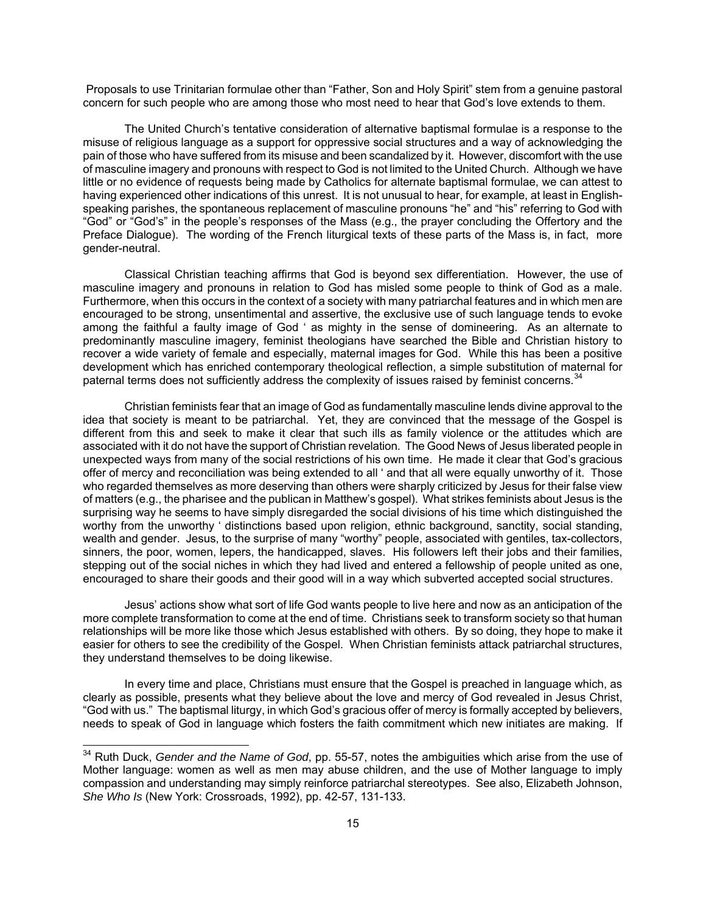Proposals to use Trinitarian formulae other than "Father, Son and Holy Spirit" stem from a genuine pastoral concern for such people who are among those who most need to hear that God's love extends to them.

The United Church's tentative consideration of alternative baptismal formulae is a response to the misuse of religious language as a support for oppressive social structures and a way of acknowledging the pain of those who have suffered from its misuse and been scandalized by it. However, discomfort with the use of masculine imagery and pronouns with respect to God is not limited to the United Church. Although we have little or no evidence of requests being made by Catholics for alternate baptismal formulae, we can attest to having experienced other indications of this unrest. It is not unusual to hear, for example, at least in English-speaking parishes, the spontaneous replacement of masculine pronouns "he" and "his" referring to God with "God" or "God's" in the people's responses of the Mass (e.g., the prayer concluding the Offertory and the Preface Dialogue). The wording of the French liturgical texts of these parts of the Mass is, in fact, more gender-neutral.

Classical Christian teaching affirms that God is beyond sex differentiation. However, the use of masculine imagery and pronouns in relation to God has misled some people to think of God as a male. Furthermore, when this occurs in the context of a society with many patriarchal features and in which men are encouraged to be strong, unsentimental and assertive, the exclusive use of such language tends to evoke among the faithful a faulty image of God ‘ as mighty in the sense of domineering. As an alternate to predominantly masculine imagery, feminist theologians have searched the Bible and Christian history to recover a wide variety of female and especially, maternal images for God. While this has been a positive development which has enriched contemporary theological reflection, a simple substitution of maternal for paternal terms does not sufficiently address the complexity of issues raised by feminist concerns.[34]

Christian feminists fear that an image of God as fundamentally masculine lends divine approval to the idea that society is meant to be patriarchal. Yet, they are convinced that the message of the Gospel is different from this and seek to make it clear that such ills as family violence or the attitudes which are associated with it do not have the support of Christian revelation. The Good News of Jesus liberated people in unexpected ways from many of the social restrictions of his own time. He made it clear that God's gracious offer of mercy and reconciliation was being extended to all ‘ and that all were equally unworthy of it. Those who regarded themselves as more deserving than others were sharply criticized by Jesus for their false view of matters (e.g., the pharisee and the publican in Matthew's gospel). What strikes feminists about Jesus is the surprising way he seems to have simply disregarded the social divisions of his time which distinguished the worthy from the unworthy ‘ distinctions based upon religion, ethnic background, sanctity, social standing, wealth and gender. Jesus, to the surprise of many "worthy" people, associated with gentiles, tax-collectors, sinners, the poor, women, lepers, the handicapped, slaves. His followers left their jobs and their families, stepping out of the social niches in which they had lived and entered a fellowship of people united as one, encouraged to share their goods and their good will in a way which subverted accepted social structures.

Jesus' actions show what sort of life God wants people to live here and now as an anticipation of the more complete transformation to come at the end of time. Christians seek to transform society so that human relationships will be more like those which Jesus established with others. By so doing, they hope to make it easier for others to see the credibility of the Gospel. When Christian feminists attack patriarchal structures, they understand themselves to be doing likewise.

In every time and place, Christians must ensure that the Gospel is preached in language which, as clearly as possible, presents what they believe about the love and mercy of God revealed in Jesus Christ, "God with us." The baptismal liturgy, in which God's gracious offer of mercy is formally accepted by believers, needs to speak of God in language which fosters the faith commitment which new initiates are making. If

---

[34] Ruth Duck, *Gender and the Name of God*, pp. 55-57, notes the ambiguities which arise from the use of Mother language: women as well as men may abuse children, and the use of Mother language to imply compassion and understanding may simply reinforce patriarchal stereotypes. See also, Elizabeth Johnson, *She Who Is* (New York: Crossroads, 1992), pp. 42-57, 131-133.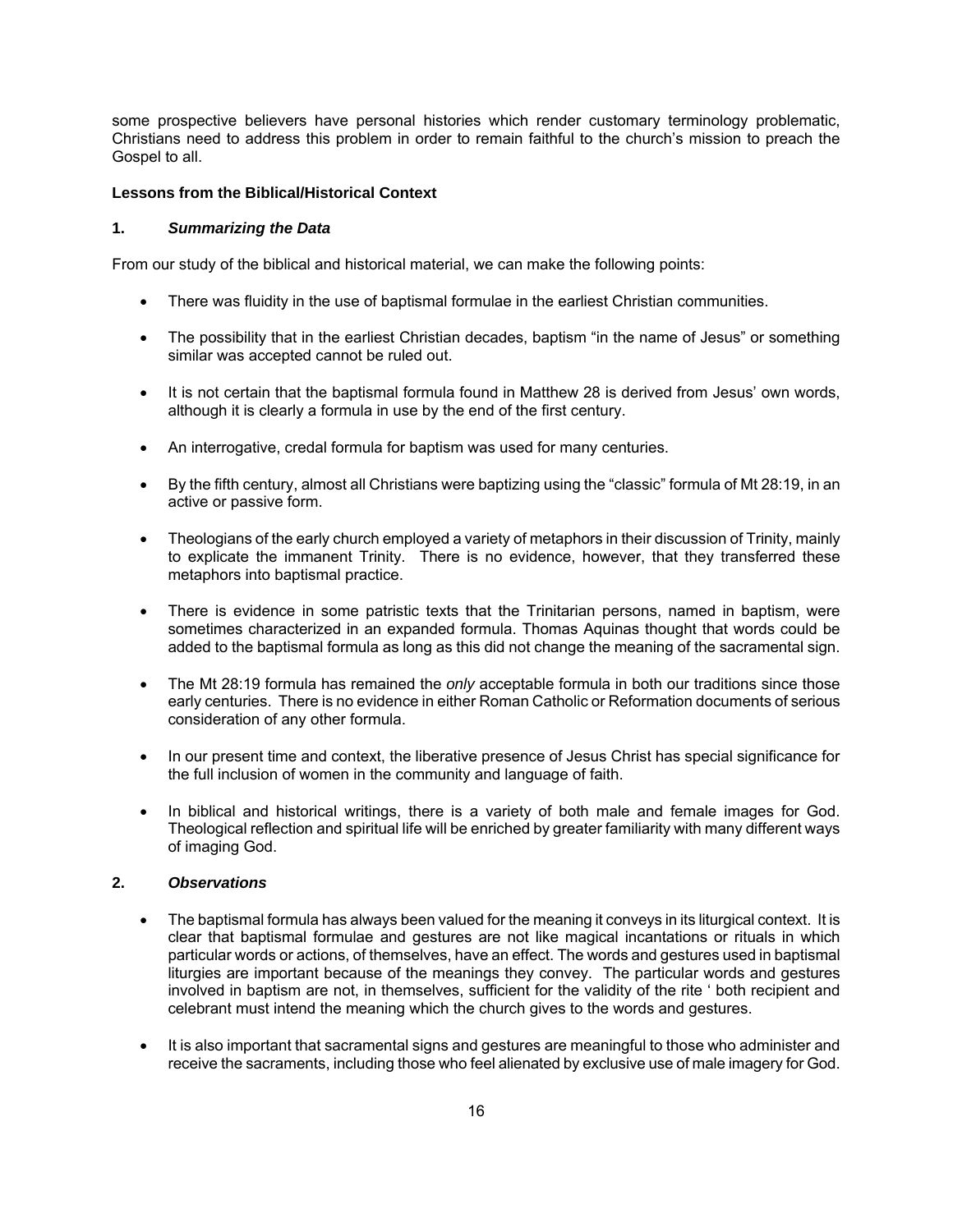some prospective believers have personal histories which render customary terminology problematic, Christians need to address this problem in order to remain faithful to the church's mission to preach the Gospel to all.

**Lessons from the Biblical/Historical Context**

**1. *Summarizing the Data***

From our study of the biblical and historical material, we can make the following points:

- There was fluidity in the use of baptismal formulae in the earliest Christian communities.
- The possibility that in the earliest Christian decades, baptism "in the name of Jesus" or something similar was accepted cannot be ruled out.
- It is not certain that the baptismal formula found in Matthew 28 is derived from Jesus' own words, although it is clearly a formula in use by the end of the first century.
- An interrogative, credal formula for baptism was used for many centuries.
- By the fifth century, almost all Christians were baptizing using the "classic" formula of Mt 28:19, in an active or passive form.
- Theologians of the early church employed a variety of metaphors in their discussion of Trinity, mainly to explicate the immanent Trinity. There is no evidence, however, that they transferred these metaphors into baptismal practice.
- There is evidence in some patristic texts that the Trinitarian persons, named in baptism, were sometimes characterized in an expanded formula. Thomas Aquinas thought that words could be added to the baptismal formula as long as this did not change the meaning of the sacramental sign.
- The Mt 28:19 formula has remained the *only* acceptable formula in both our traditions since those early centuries. There is no evidence in either Roman Catholic or Reformation documents of serious consideration of any other formula.
- In our present time and context, the liberative presence of Jesus Christ has special significance for the full inclusion of women in the community and language of faith.
- In biblical and historical writings, there is a variety of both male and female images for God. Theological reflection and spiritual life will be enriched by greater familiarity with many different ways of imaging God.

**2. *Observations***

- The baptismal formula has always been valued for the meaning it conveys in its liturgical context. It is clear that baptismal formulae and gestures are not like magical incantations or rituals in which particular words or actions, of themselves, have an effect. The words and gestures used in baptismal liturgies are important because of the meanings they convey. The particular words and gestures involved in baptism are not, in themselves, sufficient for the validity of the rite ' both recipient and celebrant must intend the meaning which the church gives to the words and gestures.
- It is also important that sacramental signs and gestures are meaningful to those who administer and receive the sacraments, including those who feel alienated by exclusive use of male imagery for God.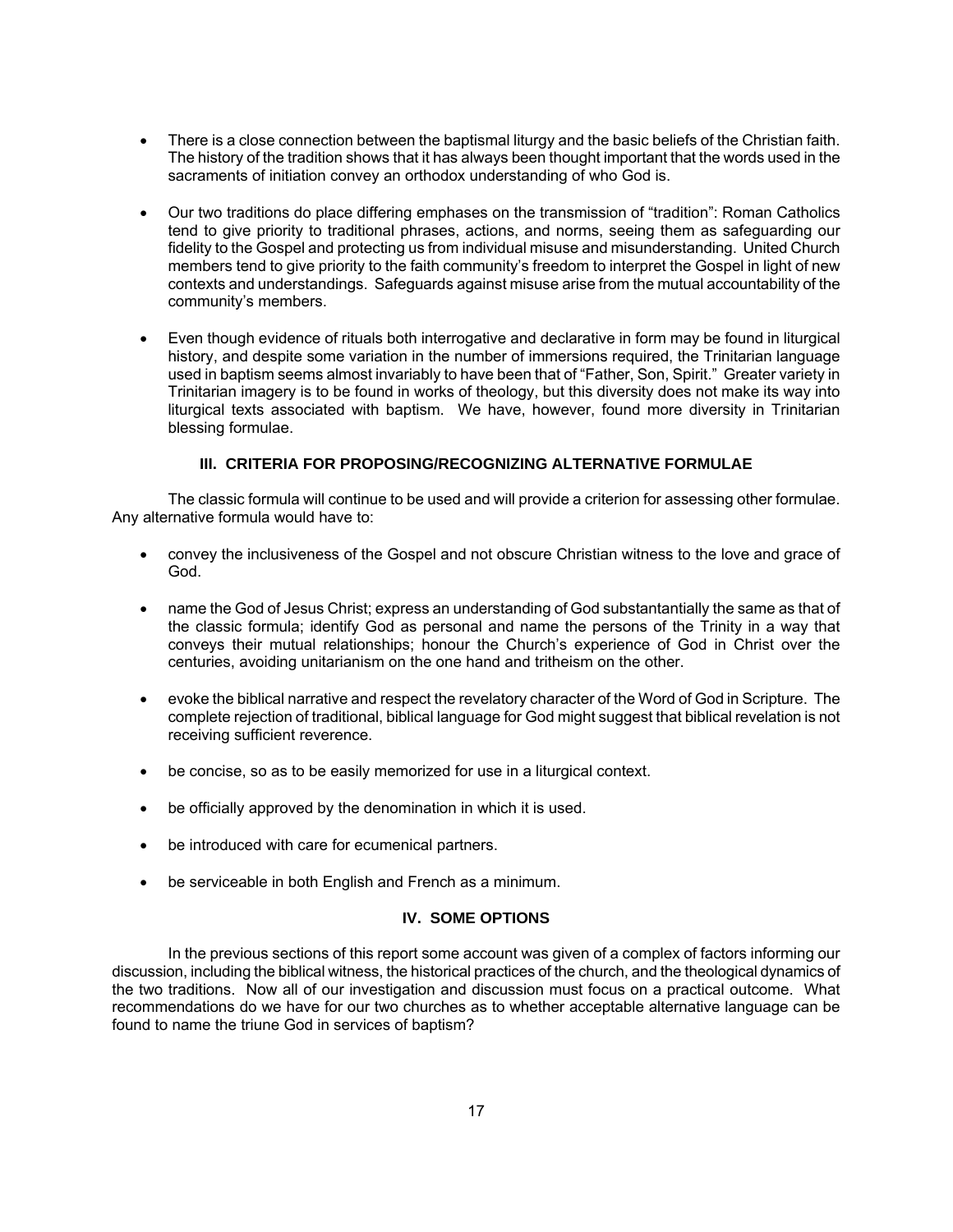- There is a close connection between the baptismal liturgy and the basic beliefs of the Christian faith. The history of the tradition shows that it has always been thought important that the words used in the sacraments of initiation convey an orthodox understanding of who God is.

- Our two traditions do place differing emphases on the transmission of "tradition": Roman Catholics tend to give priority to traditional phrases, actions, and norms, seeing them as safeguarding our fidelity to the Gospel and protecting us from individual misuse and misunderstanding. United Church members tend to give priority to the faith community's freedom to interpret the Gospel in light of new contexts and understandings. Safeguards against misuse arise from the mutual accountability of the community's members.

- Even though evidence of rituals both interrogative and declarative in form may be found in liturgical history, and despite some variation in the number of immersions required, the Trinitarian language used in baptism seems almost invariably to have been that of "Father, Son, Spirit." Greater variety in Trinitarian imagery is to be found in works of theology, but this diversity does not make its way into liturgical texts associated with baptism. We have, however, found more diversity in Trinitarian blessing formulae.

### III. CRITERIA FOR PROPOSING/RECOGNIZING ALTERNATIVE FORMULAE

The classic formula will continue to be used and will provide a criterion for assessing other formulae. Any alternative formula would have to:

- convey the inclusiveness of the Gospel and not obscure Christian witness to the love and grace of God.

- name the God of Jesus Christ; express an understanding of God substantantially the same as that of the classic formula; identify God as personal and name the persons of the Trinity in a way that conveys their mutual relationships; honour the Church's experience of God in Christ over the centuries, avoiding unitarianism on the one hand and tritheism on the other.

- evoke the biblical narrative and respect the revelatory character of the Word of God in Scripture. The complete rejection of traditional, biblical language for God might suggest that biblical revelation is not receiving sufficient reverence.

- be concise, so as to be easily memorized for use in a liturgical context.

- be officially approved by the denomination in which it is used.

- be introduced with care for ecumenical partners.

- be serviceable in both English and French as a minimum.

### IV. SOME OPTIONS

In the previous sections of this report some account was given of a complex of factors informing our discussion, including the biblical witness, the historical practices of the church, and the theological dynamics of the two traditions. Now all of our investigation and discussion must focus on a practical outcome. What recommendations do we have for our two churches as to whether acceptable alternative language can be found to name the triune God in services of baptism?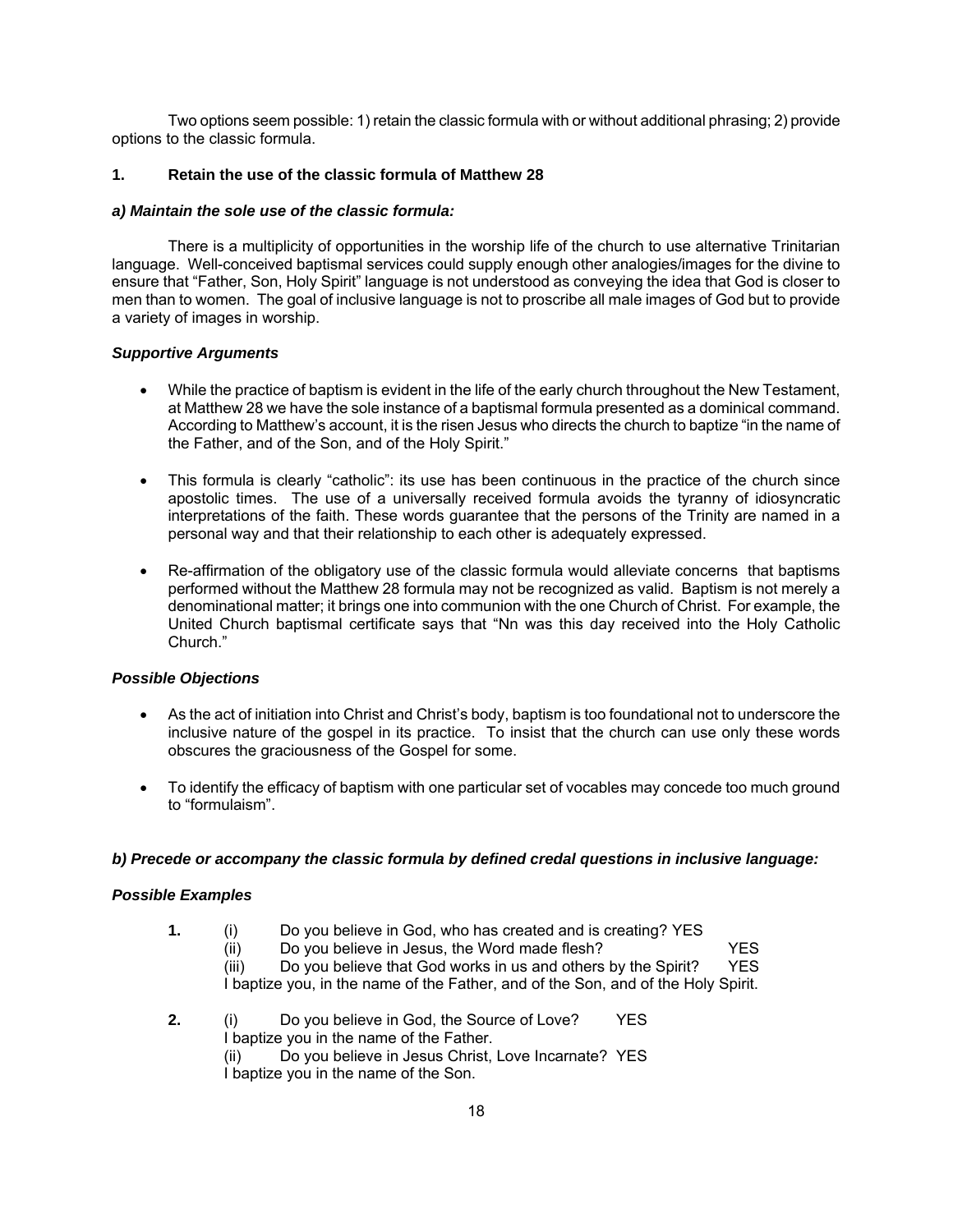Two options seem possible: 1) retain the classic formula with or without additional phrasing; 2) provide options to the classic formula.

### 1. Retain the use of the classic formula of Matthew 28

#### *a) Maintain the sole use of the classic formula:*

There is a multiplicity of opportunities in the worship life of the church to use alternative Trinitarian language. Well-conceived baptismal services could supply enough other analogies/images for the divine to ensure that "Father, Son, Holy Spirit" language is not understood as conveying the idea that God is closer to men than to women. The goal of inclusive language is not to proscribe all male images of God but to provide a variety of images in worship.

#### *Supportive Arguments*

- While the practice of baptism is evident in the life of the early church throughout the New Testament, at Matthew 28 we have the sole instance of a baptismal formula presented as a dominical command. According to Matthew's account, it is the risen Jesus who directs the church to baptize "in the name of the Father, and of the Son, and of the Holy Spirit."

- This formula is clearly "catholic": its use has been continuous in the practice of the church since apostolic times. The use of a universally received formula avoids the tyranny of idiosyncratic interpretations of the faith. These words guarantee that the persons of the Trinity are named in a personal way and that their relationship to each other is adequately expressed.

- Re-affirmation of the obligatory use of the classic formula would alleviate concerns that baptisms performed without the Matthew 28 formula may not be recognized as valid. Baptism is not merely a denominational matter; it brings one into communion with the one Church of Christ. For example, the United Church baptismal certificate says that "Nn was this day received into the Holy Catholic Church."

#### *Possible Objections*

- As the act of initiation into Christ and Christ's body, baptism is too foundational not to underscore the inclusive nature of the gospel in its practice. To insist that the church can use only these words obscures the graciousness of the Gospel for some.

- To identify the efficacy of baptism with one particular set of vocables may concede too much ground to "formulaism".

#### *b) Precede or accompany the classic formula by defined credal questions in inclusive language:*

#### *Possible Examples*

**1.** (i) Do you believe in God, who has created and is creating? YES
(ii) Do you believe in Jesus, the Word made flesh? YES
(iii) Do you believe that God works in us and others by the Spirit? YES
I baptize you, in the name of the Father, and of the Son, and of the Holy Spirit.

**2.** (i) Do you believe in God, the Source of Love? YES
I baptize you in the name of the Father.
(ii) Do you believe in Jesus Christ, Love Incarnate? YES
I baptize you in the name of the Son.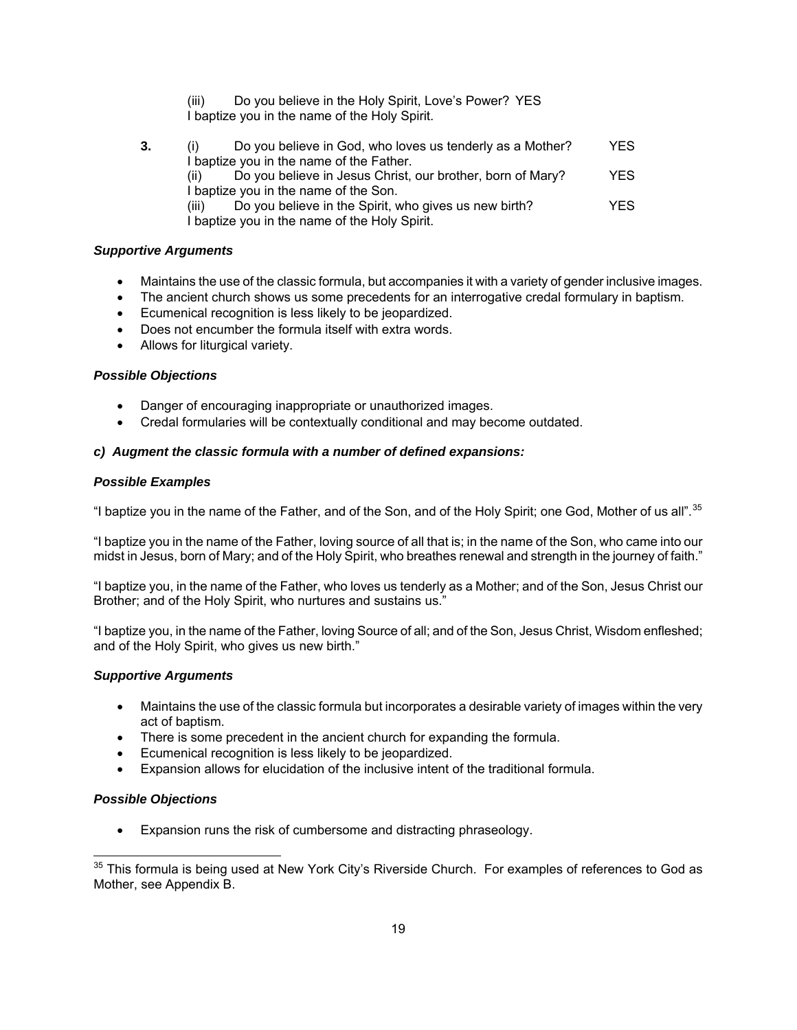(iii) Do you believe in the Holy Spirit, Love's Power? YES
I baptize you in the name of the Holy Spirit.

**3.** (i) Do you believe in God, who loves us tenderly as a Mother? YES
I baptize you in the name of the Father.
(ii) Do you believe in Jesus Christ, our brother, born of Mary? YES
I baptize you in the name of the Son.
(iii) Do you believe in the Spirit, who gives us new birth? YES
I baptize you in the name of the Holy Spirit.

***Supportive Arguments***

- Maintains the use of the classic formula, but accompanies it with a variety of gender inclusive images.
- The ancient church shows us some precedents for an interrogative credal formulary in baptism.
- Ecumenical recognition is less likely to be jeopardized.
- Does not encumber the formula itself with extra words.
- Allows for liturgical variety.

***Possible Objections***

- Danger of encouraging inappropriate or unauthorized images.
- Credal formularies will be contextually conditional and may become outdated.

***c) Augment the classic formula with a number of defined expansions:***

***Possible Examples***

"I baptize you in the name of the Father, and of the Son, and of the Holy Spirit; one God, Mother of us all".[35]

"I baptize you in the name of the Father, loving source of all that is; in the name of the Son, who came into our midst in Jesus, born of Mary; and of the Holy Spirit, who breathes renewal and strength in the journey of faith."

"I baptize you, in the name of the Father, who loves us tenderly as a Mother; and of the Son, Jesus Christ our Brother; and of the Holy Spirit, who nurtures and sustains us."

"I baptize you, in the name of the Father, loving Source of all; and of the Son, Jesus Christ, Wisdom enfleshed; and of the Holy Spirit, who gives us new birth."

***Supportive Arguments***

- Maintains the use of the classic formula but incorporates a desirable variety of images within the very act of baptism.
- There is some precedent in the ancient church for expanding the formula.
- Ecumenical recognition is less likely to be jeopardized.
- Expansion allows for elucidation of the inclusive intent of the traditional formula.

***Possible Objections***

- Expansion runs the risk of cumbersome and distracting phraseology.

[35] This formula is being used at New York City's Riverside Church. For examples of references to God as Mother, see Appendix B.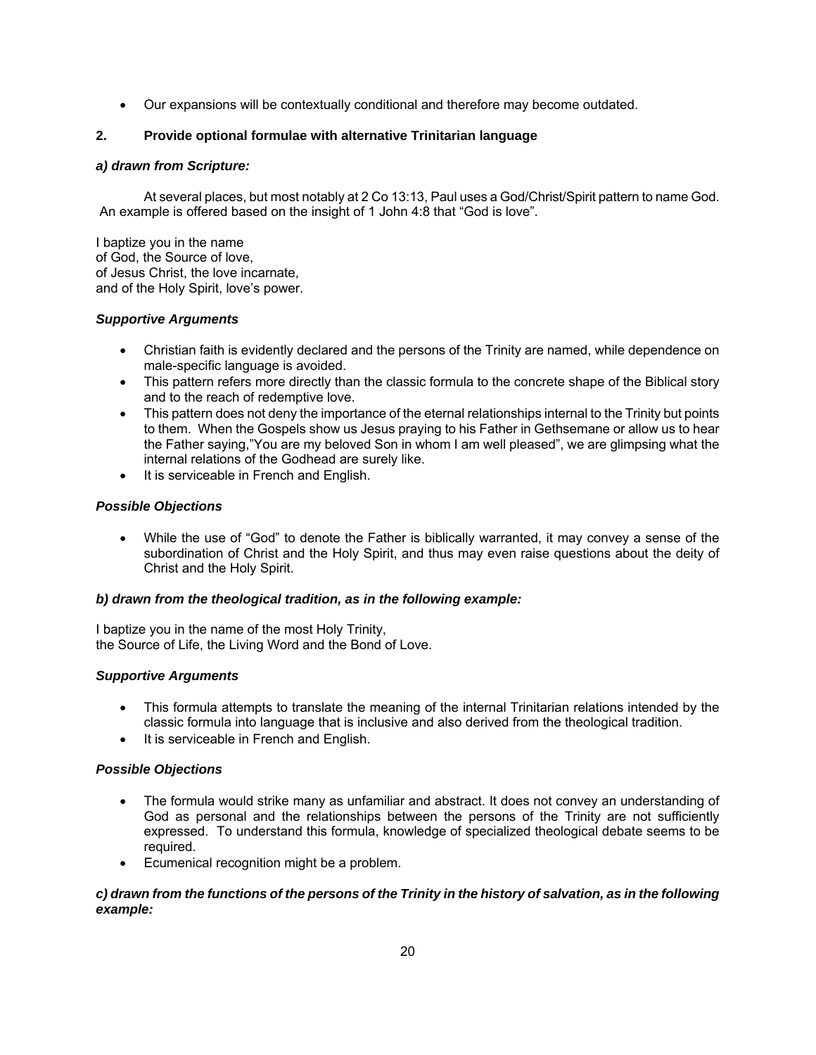- Our expansions will be contextually conditional and therefore may become outdated.

## 2. Provide optional formulae with alternative Trinitarian language

### *a) drawn from Scripture:*

At several places, but most notably at 2 Co 13:13, Paul uses a God/Christ/Spirit pattern to name God. An example is offered based on the insight of 1 John 4:8 that "God is love".

I baptize you in the name
of God, the Source of love,
of Jesus Christ, the love incarnate,
and of the Holy Spirit, love's power.

#### *Supportive Arguments*

- Christian faith is evidently declared and the persons of the Trinity are named, while dependence on male-specific language is avoided.
- This pattern refers more directly than the classic formula to the concrete shape of the Biblical story and to the reach of redemptive love.
- This pattern does not deny the importance of the eternal relationships internal to the Trinity but points to them. When the Gospels show us Jesus praying to his Father in Gethsemane or allow us to hear the Father saying,"You are my beloved Son in whom I am well pleased", we are glimpsing what the internal relations of the Godhead are surely like.
- It is serviceable in French and English.

#### *Possible Objections*

- While the use of "God" to denote the Father is biblically warranted, it may convey a sense of the subordination of Christ and the Holy Spirit, and thus may even raise questions about the deity of Christ and the Holy Spirit.

### *b) drawn from the theological tradition, as in the following example:*

I baptize you in the name of the most Holy Trinity,
the Source of Life, the Living Word and the Bond of Love.

#### *Supportive Arguments*

- This formula attempts to translate the meaning of the internal Trinitarian relations intended by the classic formula into language that is inclusive and also derived from the theological tradition.
- It is serviceable in French and English.

#### *Possible Objections*

- The formula would strike many as unfamiliar and abstract. It does not convey an understanding of God as personal and the relationships between the persons of the Trinity are not sufficiently expressed. To understand this formula, knowledge of specialized theological debate seems to be required.
- Ecumenical recognition might be a problem.

### *c) drawn from the functions of the persons of the Trinity in the history of salvation, as in the following example:*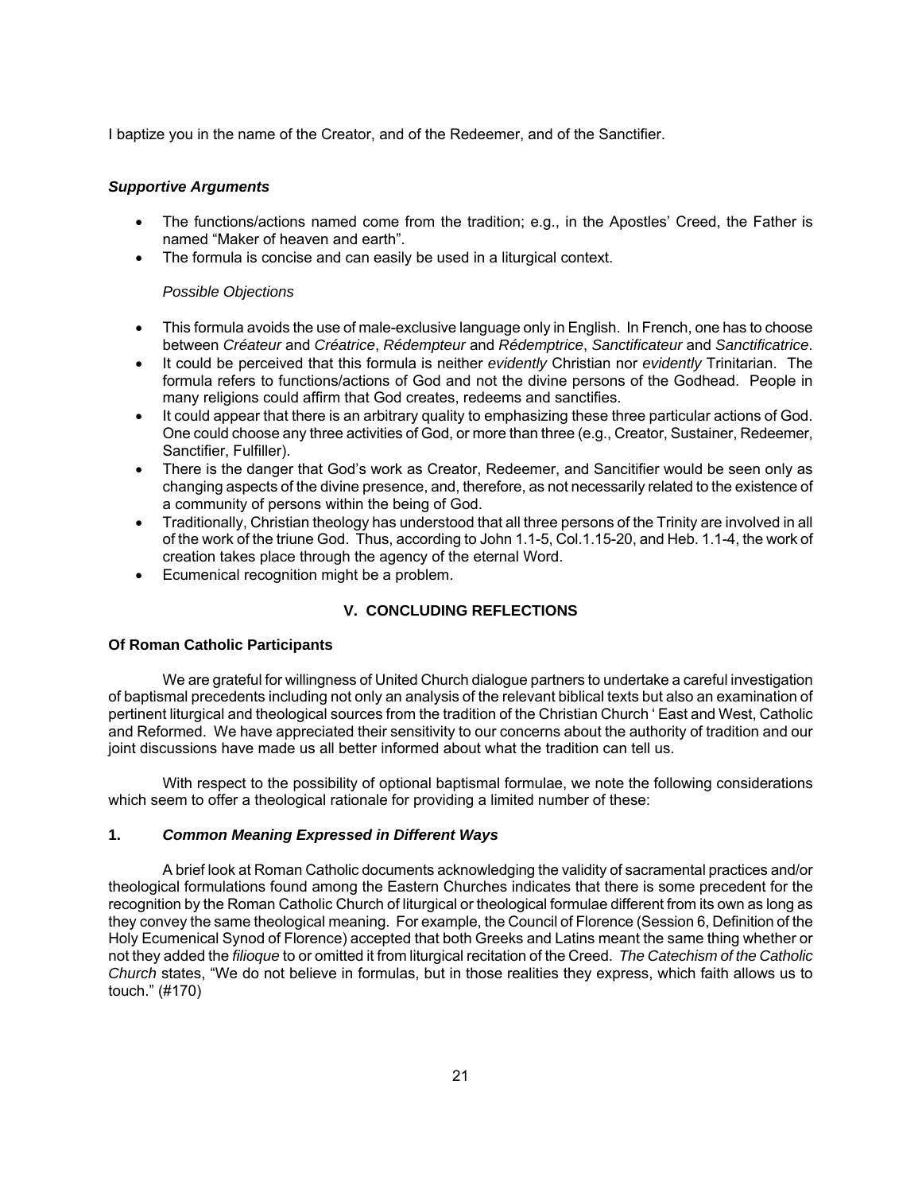I baptize you in the name of the Creator, and of the Redeemer, and of the Sanctifier.

***Supportive Arguments***

- The functions/actions named come from the tradition; e.g., in the Apostles' Creed, the Father is named "Maker of heaven and earth".
- The formula is concise and can easily be used in a liturgical context.

*Possible Objections*

- This formula avoids the use of male-exclusive language only in English. In French, one has to choose between *Créateur* and *Créatrice*, *Rédempteur* and *Rédemptrice*, *Sanctificateur* and *Sanctificatrice*.
- It could be perceived that this formula is neither *evidently* Christian nor *evidently* Trinitarian. The formula refers to functions/actions of God and not the divine persons of the Godhead. People in many religions could affirm that God creates, redeems and sanctifies.
- It could appear that there is an arbitrary quality to emphasizing these three particular actions of God. One could choose any three activities of God, or more than three (e.g., Creator, Sustainer, Redeemer, Sanctifier, Fulfiller).
- There is the danger that God's work as Creator, Redeemer, and Sancitifier would be seen only as changing aspects of the divine presence, and, therefore, as not necessarily related to the existence of a community of persons within the being of God.
- Traditionally, Christian theology has understood that all three persons of the Trinity are involved in all of the work of the triune God. Thus, according to John 1.1-5, Col.1.15-20, and Heb. 1.1-4, the work of creation takes place through the agency of the eternal Word.
- Ecumenical recognition might be a problem.

## V. CONCLUDING REFLECTIONS

### Of Roman Catholic Participants

We are grateful for willingness of United Church dialogue partners to undertake a careful investigation of baptismal precedents including not only an analysis of the relevant biblical texts but also an examination of pertinent liturgical and theological sources from the tradition of the Christian Church ' East and West, Catholic and Reformed. We have appreciated their sensitivity to our concerns about the authority of tradition and our joint discussions have made us all better informed about what the tradition can tell us.

With respect to the possibility of optional baptismal formulae, we note the following considerations which seem to offer a theological rationale for providing a limited number of these:

### 1. *Common Meaning Expressed in Different Ways*

A brief look at Roman Catholic documents acknowledging the validity of sacramental practices and/or theological formulations found among the Eastern Churches indicates that there is some precedent for the recognition by the Roman Catholic Church of liturgical or theological formulae different from its own as long as they convey the same theological meaning. For example, the Council of Florence (Session 6, Definition of the Holy Ecumenical Synod of Florence) accepted that both Greeks and Latins meant the same thing whether or not they added the *filioque* to or omitted it from liturgical recitation of the Creed. *The Catechism of the Catholic Church* states, "We do not believe in formulas, but in those realities they express, which faith allows us to touch." (#170)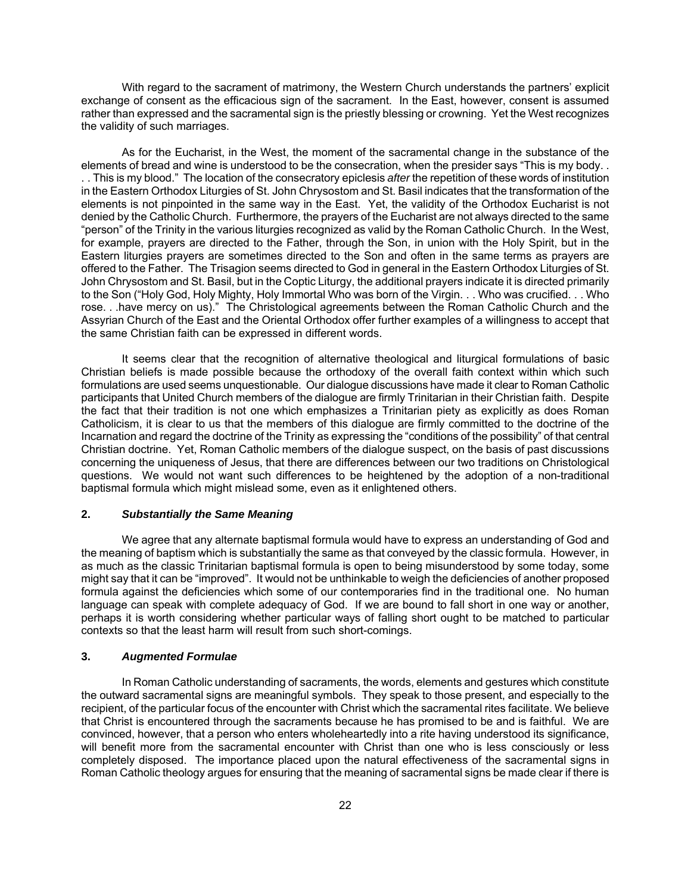With regard to the sacrament of matrimony, the Western Church understands the partners' explicit exchange of consent as the efficacious sign of the sacrament. In the East, however, consent is assumed rather than expressed and the sacramental sign is the priestly blessing or crowning. Yet the West recognizes the validity of such marriages.

As for the Eucharist, in the West, the moment of the sacramental change in the substance of the elements of bread and wine is understood to be the consecration, when the presider says "This is my body. . . . This is my blood." The location of the consecratory epiclesis *after* the repetition of these words of institution in the Eastern Orthodox Liturgies of St. John Chrysostom and St. Basil indicates that the transformation of the elements is not pinpointed in the same way in the East. Yet, the validity of the Orthodox Eucharist is not denied by the Catholic Church. Furthermore, the prayers of the Eucharist are not always directed to the same "person" of the Trinity in the various liturgies recognized as valid by the Roman Catholic Church. In the West, for example, prayers are directed to the Father, through the Son, in union with the Holy Spirit, but in the Eastern liturgies prayers are sometimes directed to the Son and often in the same terms as prayers are offered to the Father. The Trisagion seems directed to God in general in the Eastern Orthodox Liturgies of St. John Chrysostom and St. Basil, but in the Coptic Liturgy, the additional prayers indicate it is directed primarily to the Son ("Holy God, Holy Mighty, Holy Immortal Who was born of the Virgin. . . Who was crucified. . . Who rose. . .have mercy on us)." The Christological agreements between the Roman Catholic Church and the Assyrian Church of the East and the Oriental Orthodox offer further examples of a willingness to accept that the same Christian faith can be expressed in different words.

It seems clear that the recognition of alternative theological and liturgical formulations of basic Christian beliefs is made possible because the orthodoxy of the overall faith context within which such formulations are used seems unquestionable. Our dialogue discussions have made it clear to Roman Catholic participants that United Church members of the dialogue are firmly Trinitarian in their Christian faith. Despite the fact that their tradition is not one which emphasizes a Trinitarian piety as explicitly as does Roman Catholicism, it is clear to us that the members of this dialogue are firmly committed to the doctrine of the Incarnation and regard the doctrine of the Trinity as expressing the "conditions of the possibility" of that central Christian doctrine. Yet, Roman Catholic members of the dialogue suspect, on the basis of past discussions concerning the uniqueness of Jesus, that there are differences between our two traditions on Christological questions. We would not want such differences to be heightened by the adoption of a non-traditional baptismal formula which might mislead some, even as it enlightened others.

### 2. *Substantially the Same Meaning*

We agree that any alternate baptismal formula would have to express an understanding of God and the meaning of baptism which is substantially the same as that conveyed by the classic formula. However, in as much as the classic Trinitarian baptismal formula is open to being misunderstood by some today, some might say that it can be "improved". It would not be unthinkable to weigh the deficiencies of another proposed formula against the deficiencies which some of our contemporaries find in the traditional one. No human language can speak with complete adequacy of God. If we are bound to fall short in one way or another, perhaps it is worth considering whether particular ways of falling short ought to be matched to particular contexts so that the least harm will result from such short-comings.

### 3. *Augmented Formulae*

In Roman Catholic understanding of sacraments, the words, elements and gestures which constitute the outward sacramental signs are meaningful symbols. They speak to those present, and especially to the recipient, of the particular focus of the encounter with Christ which the sacramental rites facilitate. We believe that Christ is encountered through the sacraments because he has promised to be and is faithful. We are convinced, however, that a person who enters wholeheartedly into a rite having understood its significance, will benefit more from the sacramental encounter with Christ than one who is less consciously or less completely disposed. The importance placed upon the natural effectiveness of the sacramental signs in Roman Catholic theology argues for ensuring that the meaning of sacramental signs be made clear if there is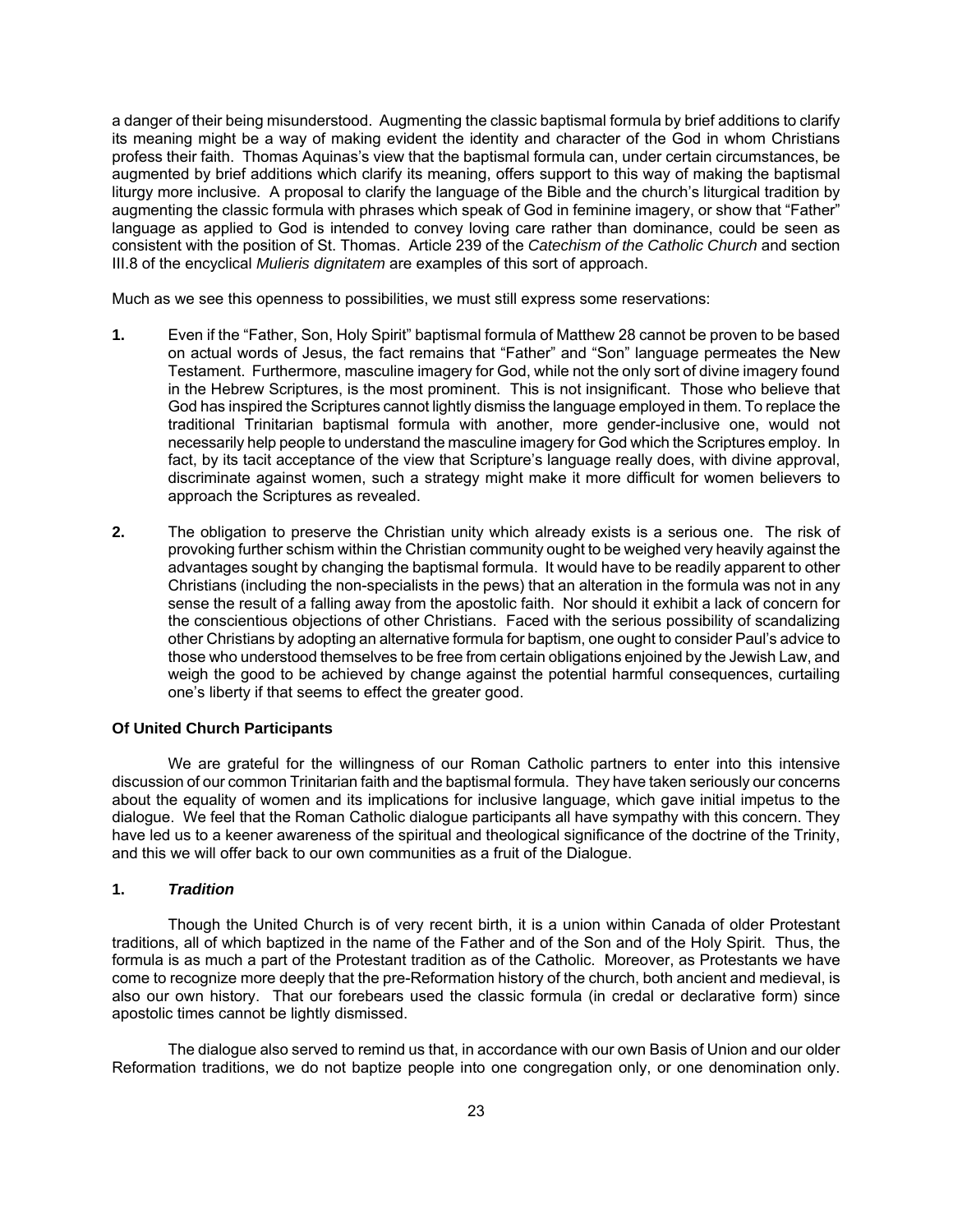a danger of their being misunderstood. Augmenting the classic baptismal formula by brief additions to clarify its meaning might be a way of making evident the identity and character of the God in whom Christians profess their faith. Thomas Aquinas's view that the baptismal formula can, under certain circumstances, be augmented by brief additions which clarify its meaning, offers support to this way of making the baptismal liturgy more inclusive. A proposal to clarify the language of the Bible and the church's liturgical tradition by augmenting the classic formula with phrases which speak of God in feminine imagery, or show that "Father" language as applied to God is intended to convey loving care rather than dominance, could be seen as consistent with the position of St. Thomas. Article 239 of the *Catechism of the Catholic Church* and section III.8 of the encyclical *Mulieris dignitatem* are examples of this sort of approach.

Much as we see this openness to possibilities, we must still express some reservations:

**1.** Even if the "Father, Son, Holy Spirit" baptismal formula of Matthew 28 cannot be proven to be based on actual words of Jesus, the fact remains that "Father" and "Son" language permeates the New Testament. Furthermore, masculine imagery for God, while not the only sort of divine imagery found in the Hebrew Scriptures, is the most prominent. This is not insignificant. Those who believe that God has inspired the Scriptures cannot lightly dismiss the language employed in them. To replace the traditional Trinitarian baptismal formula with another, more gender-inclusive one, would not necessarily help people to understand the masculine imagery for God which the Scriptures employ. In fact, by its tacit acceptance of the view that Scripture's language really does, with divine approval, discriminate against women, such a strategy might make it more difficult for women believers to approach the Scriptures as revealed.

**2.** The obligation to preserve the Christian unity which already exists is a serious one. The risk of provoking further schism within the Christian community ought to be weighed very heavily against the advantages sought by changing the baptismal formula. It would have to be readily apparent to other Christians (including the non-specialists in the pews) that an alteration in the formula was not in any sense the result of a falling away from the apostolic faith. Nor should it exhibit a lack of concern for the conscientious objections of other Christians. Faced with the serious possibility of scandalizing other Christians by adopting an alternative formula for baptism, one ought to consider Paul's advice to those who understood themselves to be free from certain obligations enjoined by the Jewish Law, and weigh the good to be achieved by change against the potential harmful consequences, curtailing one's liberty if that seems to effect the greater good.

### Of United Church Participants

We are grateful for the willingness of our Roman Catholic partners to enter into this intensive discussion of our common Trinitarian faith and the baptismal formula. They have taken seriously our concerns about the equality of women and its implications for inclusive language, which gave initial impetus to the dialogue. We feel that the Roman Catholic dialogue participants all have sympathy with this concern. They have led us to a keener awareness of the spiritual and theological significance of the doctrine of the Trinity, and this we will offer back to our own communities as a fruit of the Dialogue.

#### 1. *Tradition*

Though the United Church is of very recent birth, it is a union within Canada of older Protestant traditions, all of which baptized in the name of the Father and of the Son and of the Holy Spirit. Thus, the formula is as much a part of the Protestant tradition as of the Catholic. Moreover, as Protestants we have come to recognize more deeply that the pre-Reformation history of the church, both ancient and medieval, is also our own history. That our forebears used the classic formula (in credal or declarative form) since apostolic times cannot be lightly dismissed.

The dialogue also served to remind us that, in accordance with our own Basis of Union and our older Reformation traditions, we do not baptize people into one congregation only, or one denomination only.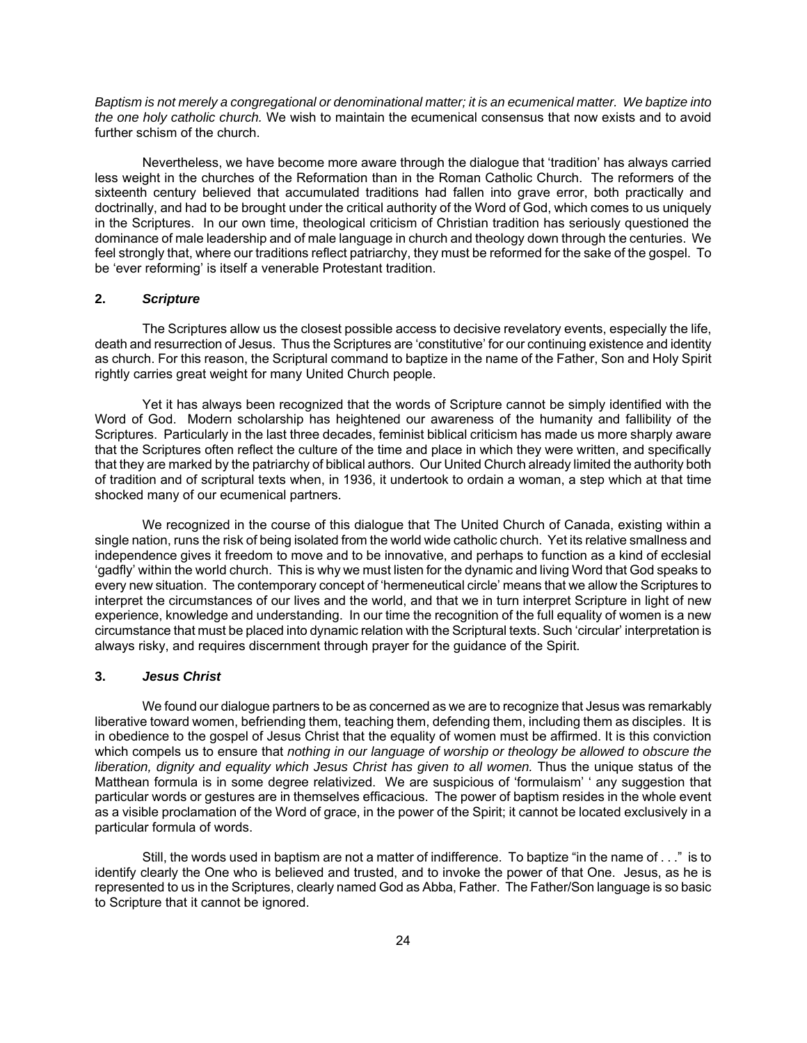*Baptism is not merely a congregational or denominational matter; it is an ecumenical matter. We baptize into the one holy catholic church.* We wish to maintain the ecumenical consensus that now exists and to avoid further schism of the church.

Nevertheless, we have become more aware through the dialogue that 'tradition' has always carried less weight in the churches of the Reformation than in the Roman Catholic Church. The reformers of the sixteenth century believed that accumulated traditions had fallen into grave error, both practically and doctrinally, and had to be brought under the critical authority of the Word of God, which comes to us uniquely in the Scriptures. In our own time, theological criticism of Christian tradition has seriously questioned the dominance of male leadership and of male language in church and theology down through the centuries. We feel strongly that, where our traditions reflect patriarchy, they must be reformed for the sake of the gospel. To be 'ever reforming' is itself a venerable Protestant tradition.

### 2. *Scripture*

The Scriptures allow us the closest possible access to decisive revelatory events, especially the life, death and resurrection of Jesus. Thus the Scriptures are 'constitutive' for our continuing existence and identity as church. For this reason, the Scriptural command to baptize in the name of the Father, Son and Holy Spirit rightly carries great weight for many United Church people.

Yet it has always been recognized that the words of Scripture cannot be simply identified with the Word of God. Modern scholarship has heightened our awareness of the humanity and fallibility of the Scriptures. Particularly in the last three decades, feminist biblical criticism has made us more sharply aware that the Scriptures often reflect the culture of the time and place in which they were written, and specifically that they are marked by the patriarchy of biblical authors. Our United Church already limited the authority both of tradition and of scriptural texts when, in 1936, it undertook to ordain a woman, a step which at that time shocked many of our ecumenical partners.

We recognized in the course of this dialogue that The United Church of Canada, existing within a single nation, runs the risk of being isolated from the world wide catholic church. Yet its relative smallness and independence gives it freedom to move and to be innovative, and perhaps to function as a kind of ecclesial 'gadfly' within the world church. This is why we must listen for the dynamic and living Word that God speaks to every new situation. The contemporary concept of 'hermeneutical circle' means that we allow the Scriptures to interpret the circumstances of our lives and the world, and that we in turn interpret Scripture in light of new experience, knowledge and understanding. In our time the recognition of the full equality of women is a new circumstance that must be placed into dynamic relation with the Scriptural texts. Such 'circular' interpretation is always risky, and requires discernment through prayer for the guidance of the Spirit.

### 3. *Jesus Christ*

We found our dialogue partners to be as concerned as we are to recognize that Jesus was remarkably liberative toward women, befriending them, teaching them, defending them, including them as disciples. It is in obedience to the gospel of Jesus Christ that the equality of women must be affirmed. It is this conviction which compels us to ensure that *nothing in our language of worship or theology be allowed to obscure the liberation, dignity and equality which Jesus Christ has given to all women.* Thus the unique status of the Matthean formula is in some degree relativized. We are suspicious of 'formulaism' ' any suggestion that particular words or gestures are in themselves efficacious. The power of baptism resides in the whole event as a visible proclamation of the Word of grace, in the power of the Spirit; it cannot be located exclusively in a particular formula of words.

Still, the words used in baptism are not a matter of indifference. To baptize "in the name of . . ." is to identify clearly the One who is believed and trusted, and to invoke the power of that One. Jesus, as he is represented to us in the Scriptures, clearly named God as Abba, Father. The Father/Son language is so basic to Scripture that it cannot be ignored.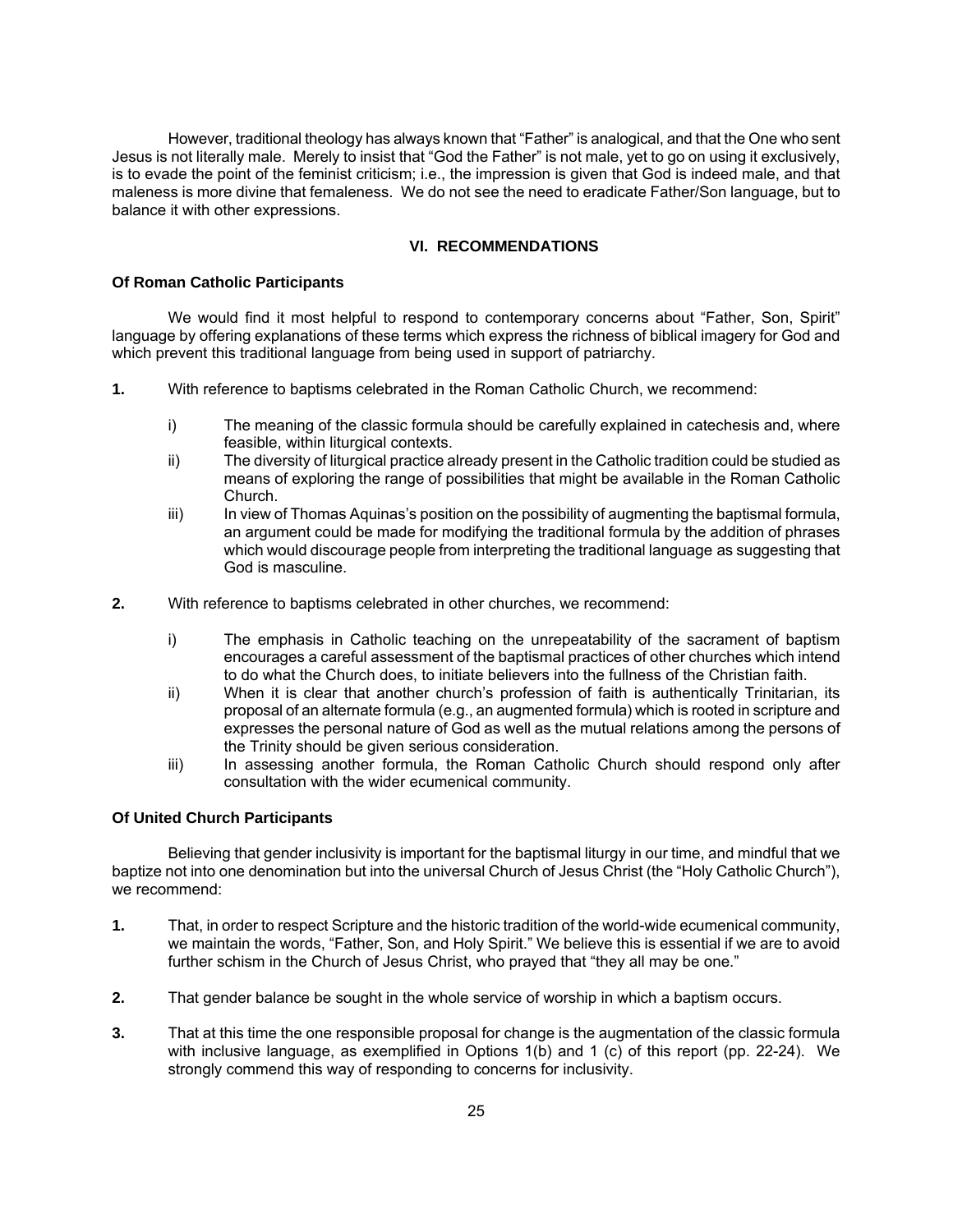However, traditional theology has always known that "Father" is analogical, and that the One who sent Jesus is not literally male. Merely to insist that "God the Father" is not male, yet to go on using it exclusively, is to evade the point of the feminist criticism; i.e., the impression is given that God is indeed male, and that maleness is more divine that femaleness. We do not see the need to eradicate Father/Son language, but to balance it with other expressions.

## VI. RECOMMENDATIONS

### Of Roman Catholic Participants

We would find it most helpful to respond to contemporary concerns about "Father, Son, Spirit" language by offering explanations of these terms which express the richness of biblical imagery for God and which prevent this traditional language from being used in support of patriarchy.

**1.** With reference to baptisms celebrated in the Roman Catholic Church, we recommend:

- i) The meaning of the classic formula should be carefully explained in catechesis and, where feasible, within liturgical contexts.
- ii) The diversity of liturgical practice already present in the Catholic tradition could be studied as means of exploring the range of possibilities that might be available in the Roman Catholic Church.
- iii) In view of Thomas Aquinas's position on the possibility of augmenting the baptismal formula, an argument could be made for modifying the traditional formula by the addition of phrases which would discourage people from interpreting the traditional language as suggesting that God is masculine.

**2.** With reference to baptisms celebrated in other churches, we recommend:

- i) The emphasis in Catholic teaching on the unrepeatability of the sacrament of baptism encourages a careful assessment of the baptismal practices of other churches which intend to do what the Church does, to initiate believers into the fullness of the Christian faith.
- ii) When it is clear that another church's profession of faith is authentically Trinitarian, its proposal of an alternate formula (e.g., an augmented formula) which is rooted in scripture and expresses the personal nature of God as well as the mutual relations among the persons of the Trinity should be given serious consideration.
- iii) In assessing another formula, the Roman Catholic Church should respond only after consultation with the wider ecumenical community.

### Of United Church Participants

Believing that gender inclusivity is important for the baptismal liturgy in our time, and mindful that we baptize not into one denomination but into the universal Church of Jesus Christ (the "Holy Catholic Church"), we recommend:

**1.** That, in order to respect Scripture and the historic tradition of the world-wide ecumenical community, we maintain the words, "Father, Son, and Holy Spirit." We believe this is essential if we are to avoid further schism in the Church of Jesus Christ, who prayed that "they all may be one."

**2.** That gender balance be sought in the whole service of worship in which a baptism occurs.

**3.** That at this time the one responsible proposal for change is the augmentation of the classic formula with inclusive language, as exemplified in Options 1(b) and 1 (c) of this report (pp. 22-24). We strongly commend this way of responding to concerns for inclusivity.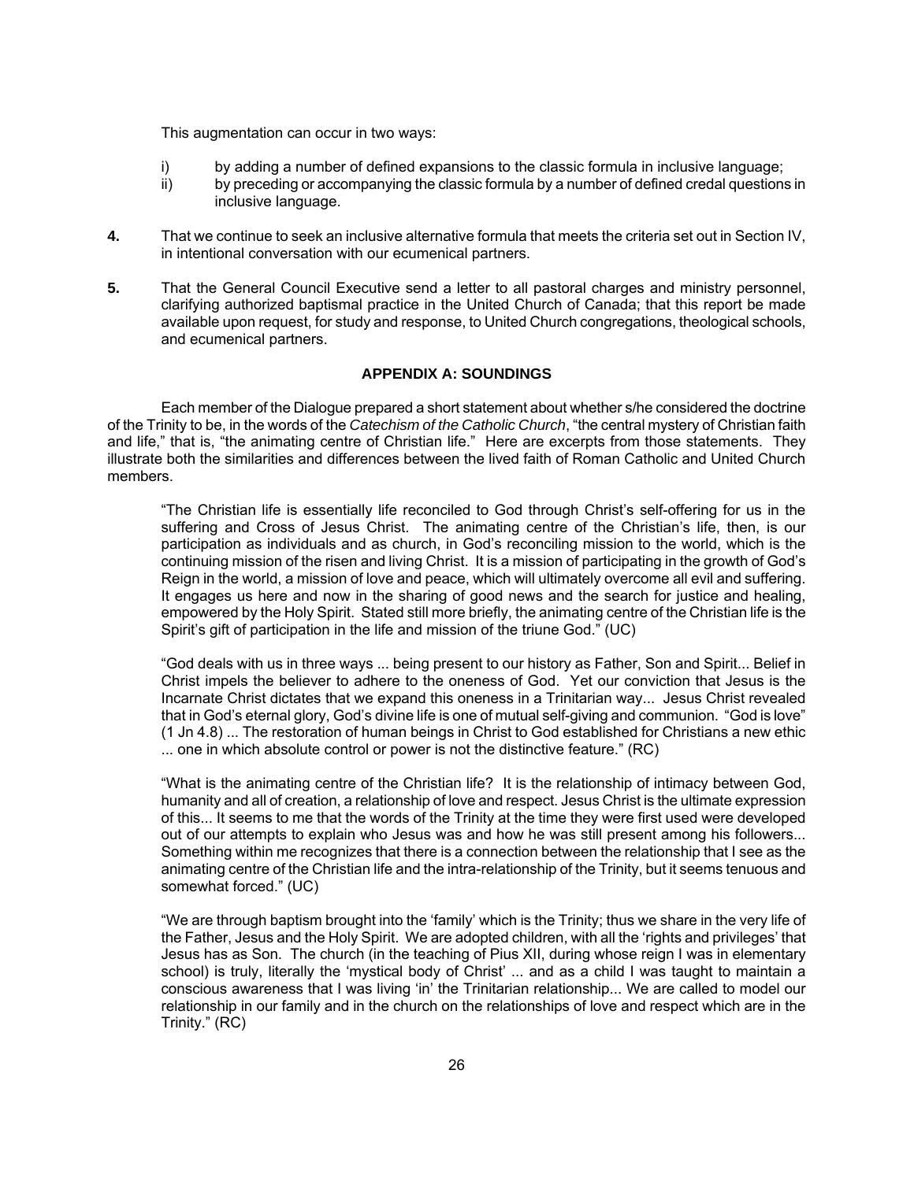This augmentation can occur in two ways:

i) by adding a number of defined expansions to the classic formula in inclusive language;
ii) by preceding or accompanying the classic formula by a number of defined credal questions in inclusive language.

**4.** That we continue to seek an inclusive alternative formula that meets the criteria set out in Section IV, in intentional conversation with our ecumenical partners.

**5.** That the General Council Executive send a letter to all pastoral charges and ministry personnel, clarifying authorized baptismal practice in the United Church of Canada; that this report be made available upon request, for study and response, to United Church congregations, theological schools, and ecumenical partners.

### APPENDIX A: SOUNDINGS

Each member of the Dialogue prepared a short statement about whether s/he considered the doctrine of the Trinity to be, in the words of the *Catechism of the Catholic Church*, "the central mystery of Christian faith and life," that is, "the animating centre of Christian life." Here are excerpts from those statements. They illustrate both the similarities and differences between the lived faith of Roman Catholic and United Church members.

> "The Christian life is essentially life reconciled to God through Christ's self-offering for us in the suffering and Cross of Jesus Christ. The animating centre of the Christian's life, then, is our participation as individuals and as church, in God's reconciling mission to the world, which is the continuing mission of the risen and living Christ. It is a mission of participating in the growth of God's Reign in the world, a mission of love and peace, which will ultimately overcome all evil and suffering. It engages us here and now in the sharing of good news and the search for justice and healing, empowered by the Holy Spirit. Stated still more briefly, the animating centre of the Christian life is the Spirit's gift of participation in the life and mission of the triune God." (UC)

> "God deals with us in three ways ... being present to our history as Father, Son and Spirit... Belief in Christ impels the believer to adhere to the oneness of God. Yet our conviction that Jesus is the Incarnate Christ dictates that we expand this oneness in a Trinitarian way... Jesus Christ revealed that in God's eternal glory, God's divine life is one of mutual self-giving and communion. "God is love" (1 Jn 4.8) ... The restoration of human beings in Christ to God established for Christians a new ethic ... one in which absolute control or power is not the distinctive feature." (RC)

> "What is the animating centre of the Christian life? It is the relationship of intimacy between God, humanity and all of creation, a relationship of love and respect. Jesus Christ is the ultimate expression of this... It seems to me that the words of the Trinity at the time they were first used were developed out of our attempts to explain who Jesus was and how he was still present among his followers... Something within me recognizes that there is a connection between the relationship that I see as the animating centre of the Christian life and the intra-relationship of the Trinity, but it seems tenuous and somewhat forced." (UC)

> "We are through baptism brought into the 'family' which is the Trinity; thus we share in the very life of the Father, Jesus and the Holy Spirit. We are adopted children, with all the 'rights and privileges' that Jesus has as Son. The church (in the teaching of Pius XII, during whose reign I was in elementary school) is truly, literally the 'mystical body of Christ' ... and as a child I was taught to maintain a conscious awareness that I was living 'in' the Trinitarian relationship... We are called to model our relationship in our family and in the church on the relationships of love and respect which are in the Trinity." (RC)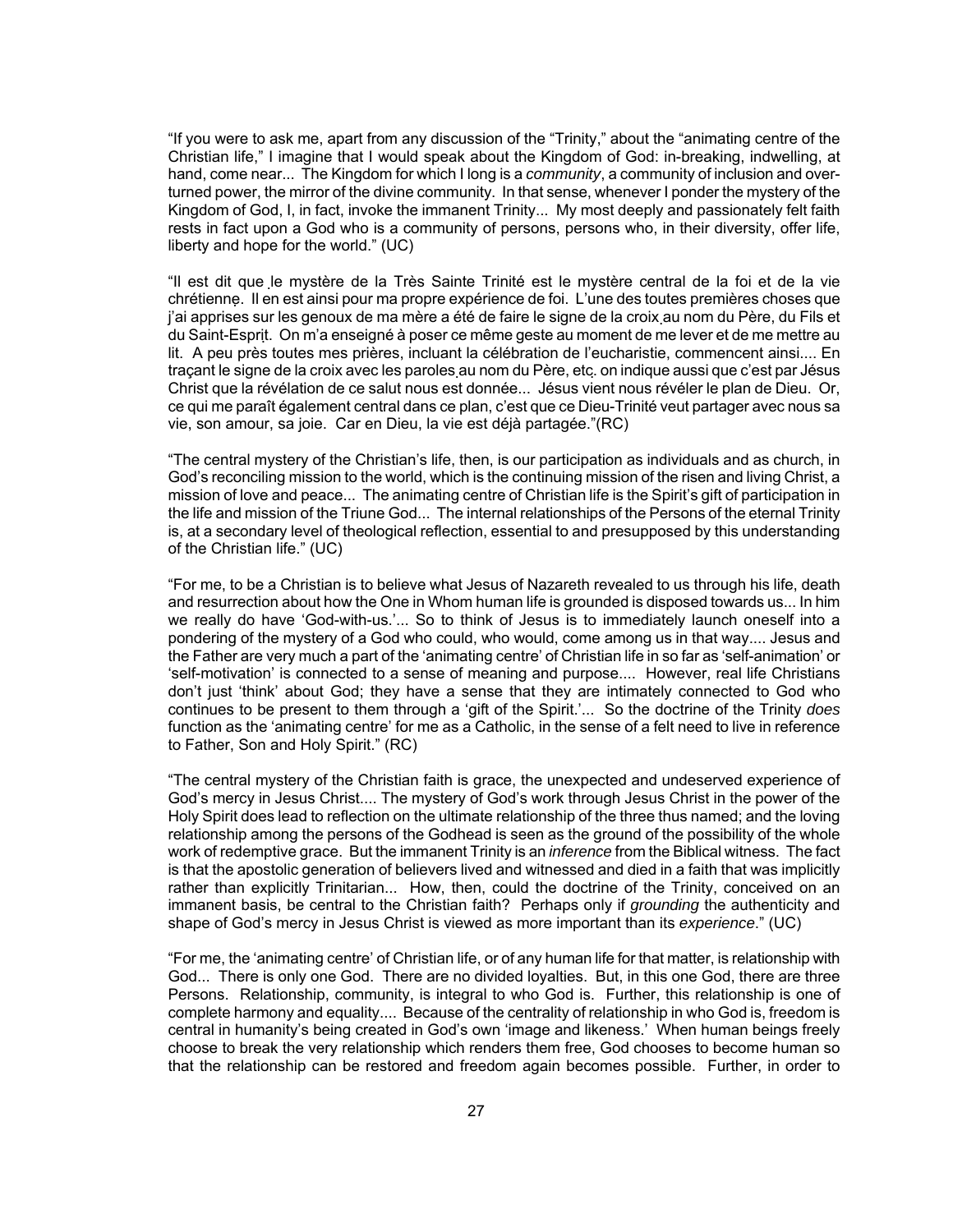"If you were to ask me, apart from any discussion of the "Trinity," about the "animating centre of the Christian life," I imagine that I would speak about the Kingdom of God: in-breaking, indwelling, at hand, come near... The Kingdom for which I long is a *community*, a community of inclusion and over-turned power, the mirror of the divine community. In that sense, whenever I ponder the mystery of the Kingdom of God, I, in fact, invoke the immanent Trinity... My most deeply and passionately felt faith rests in fact upon a God who is a community of persons, persons who, in their diversity, offer life, liberty and hope for the world." (UC)

"Il est dit que le mystère de la Très Sainte Trinité est le mystère central de la foi et de la vie chrétienne. Il en est ainsi pour ma propre expérience de foi. L'une des toutes premières choses que j'ai apprises sur les genoux de ma mère a été de faire le signe de la croix au nom du Père, du Fils et du Saint-Esprit. On m'a enseigné à poser ce même geste au moment de me lever et de me mettre au lit. A peu près toutes mes prières, incluant la célébration de l'eucharistie, commencent ainsi.... En traçant le signe de la croix avec les paroles au nom du Père, etc. on indique aussi que c'est par Jésus Christ que la révélation de ce salut nous est donnée... Jésus vient nous révéler le plan de Dieu. Or, ce qui me paraît également central dans ce plan, c'est que ce Dieu-Trinité veut partager avec nous sa vie, son amour, sa joie. Car en Dieu, la vie est déjà partagée."(RC)

"The central mystery of the Christian's life, then, is our participation as individuals and as church, in God's reconciling mission to the world, which is the continuing mission of the risen and living Christ, a mission of love and peace... The animating centre of Christian life is the Spirit's gift of participation in the life and mission of the Triune God... The internal relationships of the Persons of the eternal Trinity is, at a secondary level of theological reflection, essential to and presupposed by this understanding of the Christian life." (UC)

"For me, to be a Christian is to believe what Jesus of Nazareth revealed to us through his life, death and resurrection about how the One in Whom human life is grounded is disposed towards us... In him we really do have 'God-with-us.'... So to think of Jesus is to immediately launch oneself into a pondering of the mystery of a God who could, who would, come among us in that way.... Jesus and the Father are very much a part of the 'animating centre' of Christian life in so far as 'self-animation' or 'self-motivation' is connected to a sense of meaning and purpose.... However, real life Christians don't just 'think' about God; they have a sense that they are intimately connected to God who continues to be present to them through a 'gift of the Spirit.'... So the doctrine of the Trinity *does* function as the 'animating centre' for me as a Catholic, in the sense of a felt need to live in reference to Father, Son and Holy Spirit." (RC)

"The central mystery of the Christian faith is grace, the unexpected and undeserved experience of God's mercy in Jesus Christ.... The mystery of God's work through Jesus Christ in the power of the Holy Spirit does lead to reflection on the ultimate relationship of the three thus named; and the loving relationship among the persons of the Godhead is seen as the ground of the possibility of the whole work of redemptive grace. But the immanent Trinity is an *inference* from the Biblical witness. The fact is that the apostolic generation of believers lived and witnessed and died in a faith that was implicitly rather than explicitly Trinitarian... How, then, could the doctrine of the Trinity, conceived on an immanent basis, be central to the Christian faith? Perhaps only if *grounding* the authenticity and shape of God's mercy in Jesus Christ is viewed as more important than its *experience*." (UC)

"For me, the 'animating centre' of Christian life, or of any human life for that matter, is relationship with God... There is only one God. There are no divided loyalties. But, in this one God, there are three Persons. Relationship, community, is integral to who God is. Further, this relationship is one of complete harmony and equality.... Because of the centrality of relationship in who God is, freedom is central in humanity's being created in God's own 'image and likeness.' When human beings freely choose to break the very relationship which renders them free, God chooses to become human so that the relationship can be restored and freedom again becomes possible. Further, in order to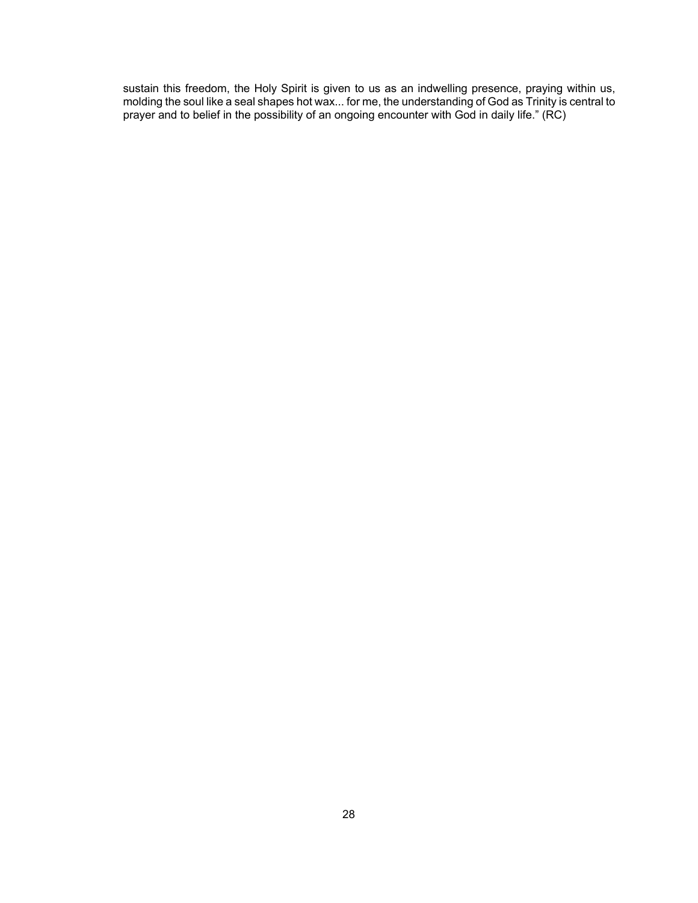sustain this freedom, the Holy Spirit is given to us as an indwelling presence, praying within us, molding the soul like a seal shapes hot wax... for me, the understanding of God as Trinity is central to prayer and to belief in the possibility of an ongoing encounter with God in daily life.” (RC)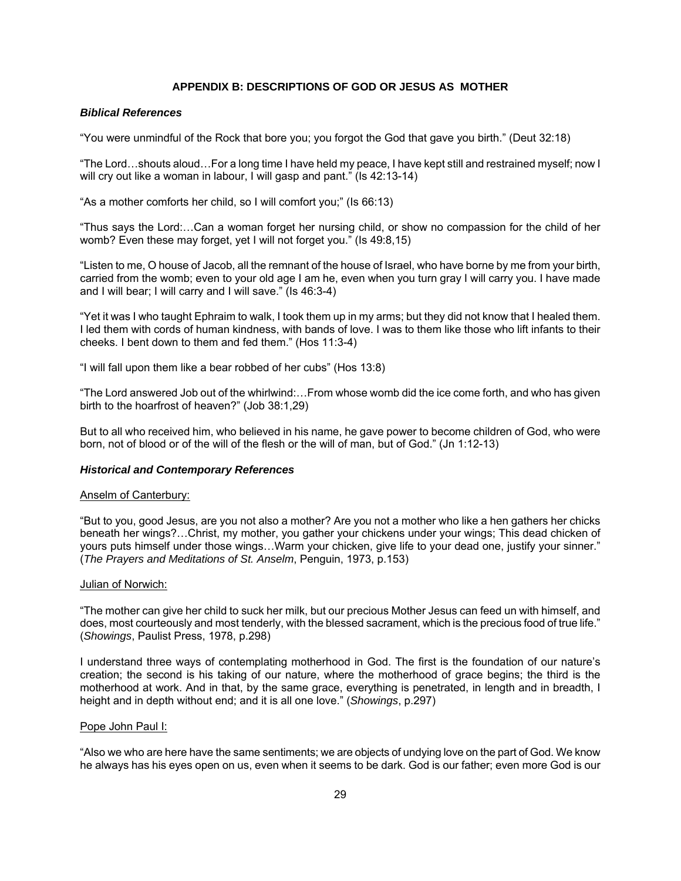**APPENDIX B: DESCRIPTIONS OF GOD OR JESUS AS MOTHER**

***Biblical References***

"You were unmindful of the Rock that bore you; you forgot the God that gave you birth." (Deut 32:18)

"The Lord…shouts aloud…For a long time I have held my peace, I have kept still and restrained myself; now I will cry out like a woman in labour, I will gasp and pant." (Is 42:13-14)

"As a mother comforts her child, so I will comfort you;" (Is 66:13)

"Thus says the Lord:…Can a woman forget her nursing child, or show no compassion for the child of her womb? Even these may forget, yet I will not forget you." (Is 49:8,15)

"Listen to me, O house of Jacob, all the remnant of the house of Israel, who have borne by me from your birth, carried from the womb; even to your old age I am he, even when you turn gray I will carry you. I have made and I will bear; I will carry and I will save." (Is 46:3-4)

"Yet it was I who taught Ephraim to walk, I took them up in my arms; but they did not know that I healed them. I led them with cords of human kindness, with bands of love. I was to them like those who lift infants to their cheeks. I bent down to them and fed them." (Hos 11:3-4)

"I will fall upon them like a bear robbed of her cubs" (Hos 13:8)

"The Lord answered Job out of the whirlwind:…From whose womb did the ice come forth, and who has given birth to the hoarfrost of heaven?" (Job 38:1,29)

But to all who received him, who believed in his name, he gave power to become children of God, who were born, not of blood or of the will of the flesh or the will of man, but of God." (Jn 1:12-13)

***Historical and Contemporary References***

Anselm of Canterbury:

"But to you, good Jesus, are you not also a mother? Are you not a mother who like a hen gathers her chicks beneath her wings?…Christ, my mother, you gather your chickens under your wings; This dead chicken of yours puts himself under those wings…Warm your chicken, give life to your dead one, justify your sinner." (*The Prayers and Meditations of St. Anselm*, Penguin, 1973, p.153)

Julian of Norwich:

"The mother can give her child to suck her milk, but our precious Mother Jesus can feed un with himself, and does, most courteously and most tenderly, with the blessed sacrament, which is the precious food of true life." (*Showings*, Paulist Press, 1978, p.298)

I understand three ways of contemplating motherhood in God. The first is the foundation of our nature's creation; the second is his taking of our nature, where the motherhood of grace begins; the third is the motherhood at work. And in that, by the same grace, everything is penetrated, in length and in breadth, I height and in depth without end; and it is all one love." (*Showings*, p.297)

Pope John Paul I:

"Also we who are here have the same sentiments; we are objects of undying love on the part of God. We know he always has his eyes open on us, even when it seems to be dark. God is our father; even more God is our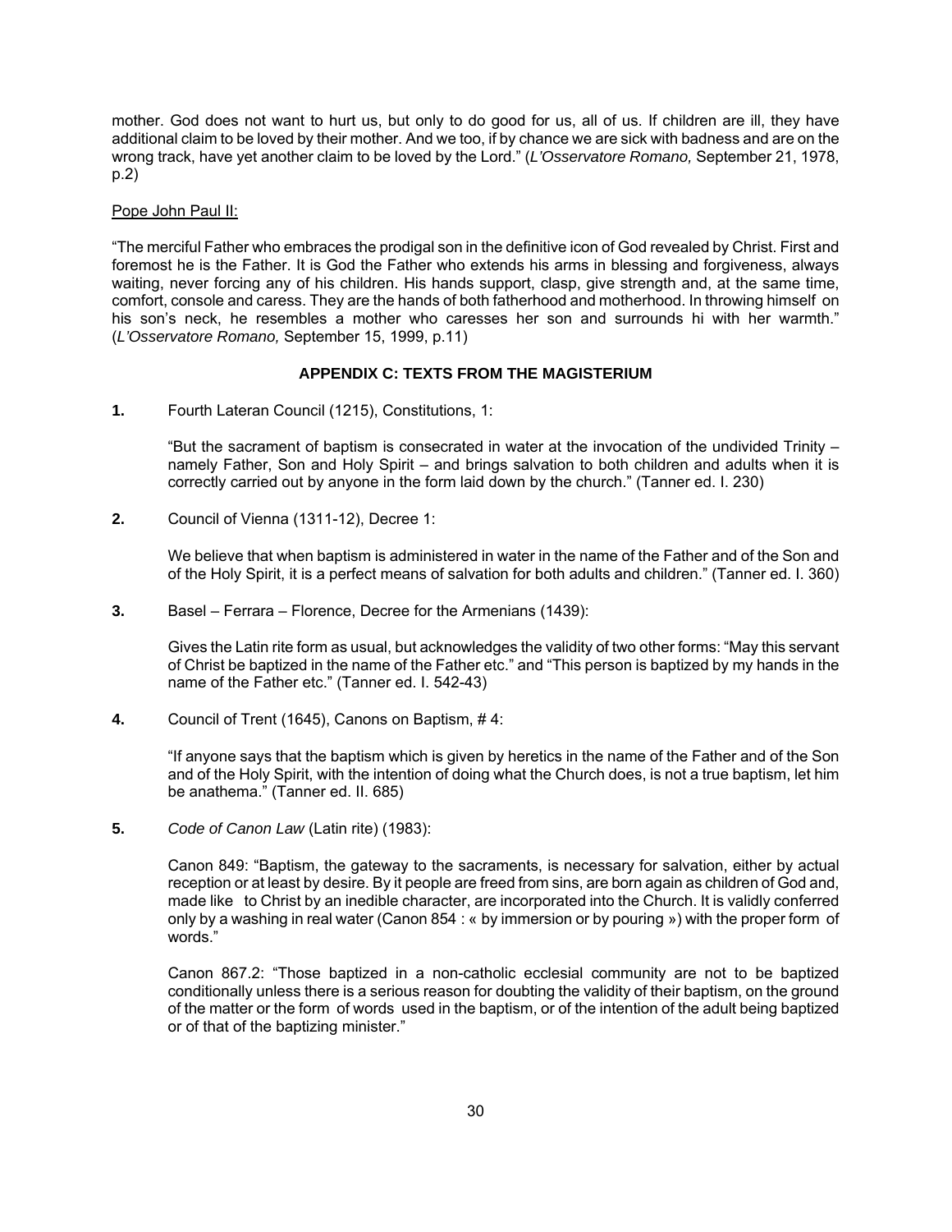mother. God does not want to hurt us, but only to do good for us, all of us. If children are ill, they have additional claim to be loved by their mother. And we too, if by chance we are sick with badness and are on the wrong track, have yet another claim to be loved by the Lord." (*L'Osservatore Romano,* September 21, 1978, p.2)

Pope John Paul II:

"The merciful Father who embraces the prodigal son in the definitive icon of God revealed by Christ. First and foremost he is the Father. It is God the Father who extends his arms in blessing and forgiveness, always waiting, never forcing any of his children. His hands support, clasp, give strength and, at the same time, comfort, console and caress. They are the hands of both fatherhood and motherhood. In throwing himself on his son's neck, he resembles a mother who caresses her son and surrounds hi with her warmth." (*L'Osservatore Romano,* September 15, 1999, p.11)

## APPENDIX C: TEXTS FROM THE MAGISTERIUM

**1.** Fourth Lateran Council (1215), Constitutions, 1:

"But the sacrament of baptism is consecrated in water at the invocation of the undivided Trinity – namely Father, Son and Holy Spirit – and brings salvation to both children and adults when it is correctly carried out by anyone in the form laid down by the church." (Tanner ed. I. 230)

**2.** Council of Vienna (1311-12), Decree 1:

We believe that when baptism is administered in water in the name of the Father and of the Son and of the Holy Spirit, it is a perfect means of salvation for both adults and children." (Tanner ed. I. 360)

**3.** Basel – Ferrara – Florence, Decree for the Armenians (1439):

Gives the Latin rite form as usual, but acknowledges the validity of two other forms: "May this servant of Christ be baptized in the name of the Father etc." and "This person is baptized by my hands in the name of the Father etc." (Tanner ed. I. 542-43)

**4.** Council of Trent (1645), Canons on Baptism, # 4:

"If anyone says that the baptism which is given by heretics in the name of the Father and of the Son and of the Holy Spirit, with the intention of doing what the Church does, is not a true baptism, let him be anathema." (Tanner ed. II. 685)

**5.** *Code of Canon Law* (Latin rite) (1983):

Canon 849: "Baptism, the gateway to the sacraments, is necessary for salvation, either by actual reception or at least by desire. By it people are freed from sins, are born again as children of God and, made like to Christ by an inedible character, are incorporated into the Church. It is validly conferred only by a washing in real water (Canon 854 : « by immersion or by pouring ») with the proper form of words."

Canon 867.2: "Those baptized in a non-catholic ecclesial community are not to be baptized conditionally unless there is a serious reason for doubting the validity of their baptism, on the ground of the matter or the form of words used in the baptism, or of the intention of the adult being baptized or of that of the baptizing minister."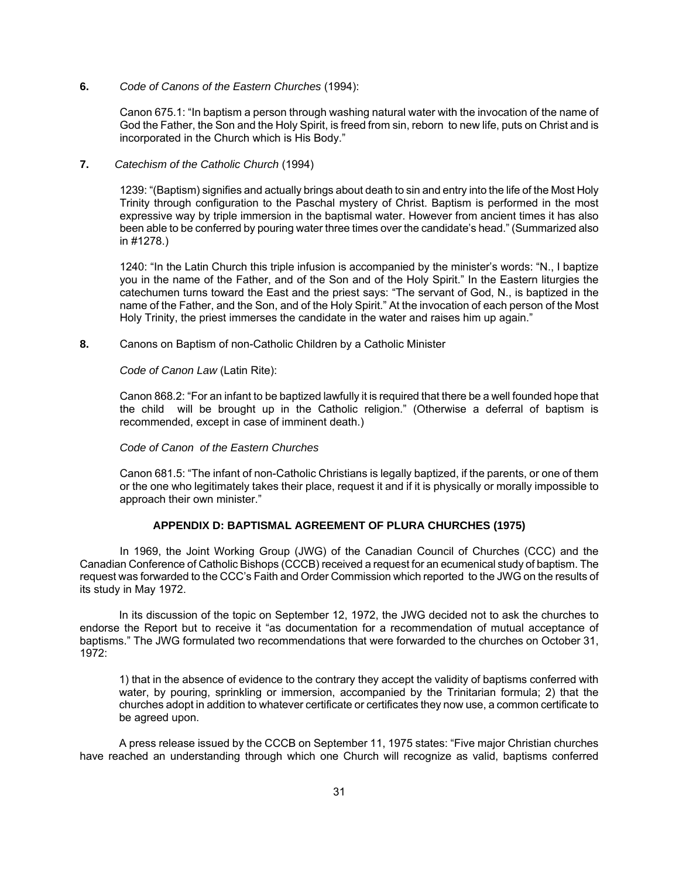**6.** *Code of Canons of the Eastern Churches* (1994):

> Canon 675.1: "In baptism a person through washing natural water with the invocation of the name of God the Father, the Son and the Holy Spirit, is freed from sin, reborn to new life, puts on Christ and is incorporated in the Church which is His Body."

**7.** *Catechism of the Catholic Church* (1994)

> 1239: "(Baptism) signifies and actually brings about death to sin and entry into the life of the Most Holy Trinity through configuration to the Paschal mystery of Christ. Baptism is performed in the most expressive way by triple immersion in the baptismal water. However from ancient times it has also been able to be conferred by pouring water three times over the candidate's head." (Summarized also in #1278.)

> 1240: "In the Latin Church this triple infusion is accompanied by the minister's words: "N., I baptize you in the name of the Father, and of the Son and of the Holy Spirit." In the Eastern liturgies the catechumen turns toward the East and the priest says: "The servant of God, N., is baptized in the name of the Father, and the Son, and of the Holy Spirit." At the invocation of each person of the Most Holy Trinity, the priest immerses the candidate in the water and raises him up again."

**8.** Canons on Baptism of non-Catholic Children by a Catholic Minister

*Code of Canon Law* (Latin Rite):

> Canon 868.2: "For an infant to be baptized lawfully it is required that there be a well founded hope that the child will be brought up in the Catholic religion." (Otherwise a deferral of baptism is recommended, except in case of imminent death.)

*Code of Canon of the Eastern Churches*

> Canon 681.5: "The infant of non-Catholic Christians is legally baptized, if the parents, or one of them or the one who legitimately takes their place, request it and if it is physically or morally impossible to approach their own minister."

## APPENDIX D: BAPTISMAL AGREEMENT OF PLURA CHURCHES (1975)

In 1969, the Joint Working Group (JWG) of the Canadian Council of Churches (CCC) and the Canadian Conference of Catholic Bishops (CCCB) received a request for an ecumenical study of baptism. The request was forwarded to the CCC's Faith and Order Commission which reported to the JWG on the results of its study in May 1972.

In its discussion of the topic on September 12, 1972, the JWG decided not to ask the churches to endorse the Report but to receive it "as documentation for a recommendation of mutual acceptance of baptisms." The JWG formulated two recommendations that were forwarded to the churches on October 31, 1972:

> 1) that in the absence of evidence to the contrary they accept the validity of baptisms conferred with water, by pouring, sprinkling or immersion, accompanied by the Trinitarian formula; 2) that the churches adopt in addition to whatever certificate or certificates they now use, a common certificate to be agreed upon.

A press release issued by the CCCB on September 11, 1975 states: "Five major Christian churches have reached an understanding through which one Church will recognize as valid, baptisms conferred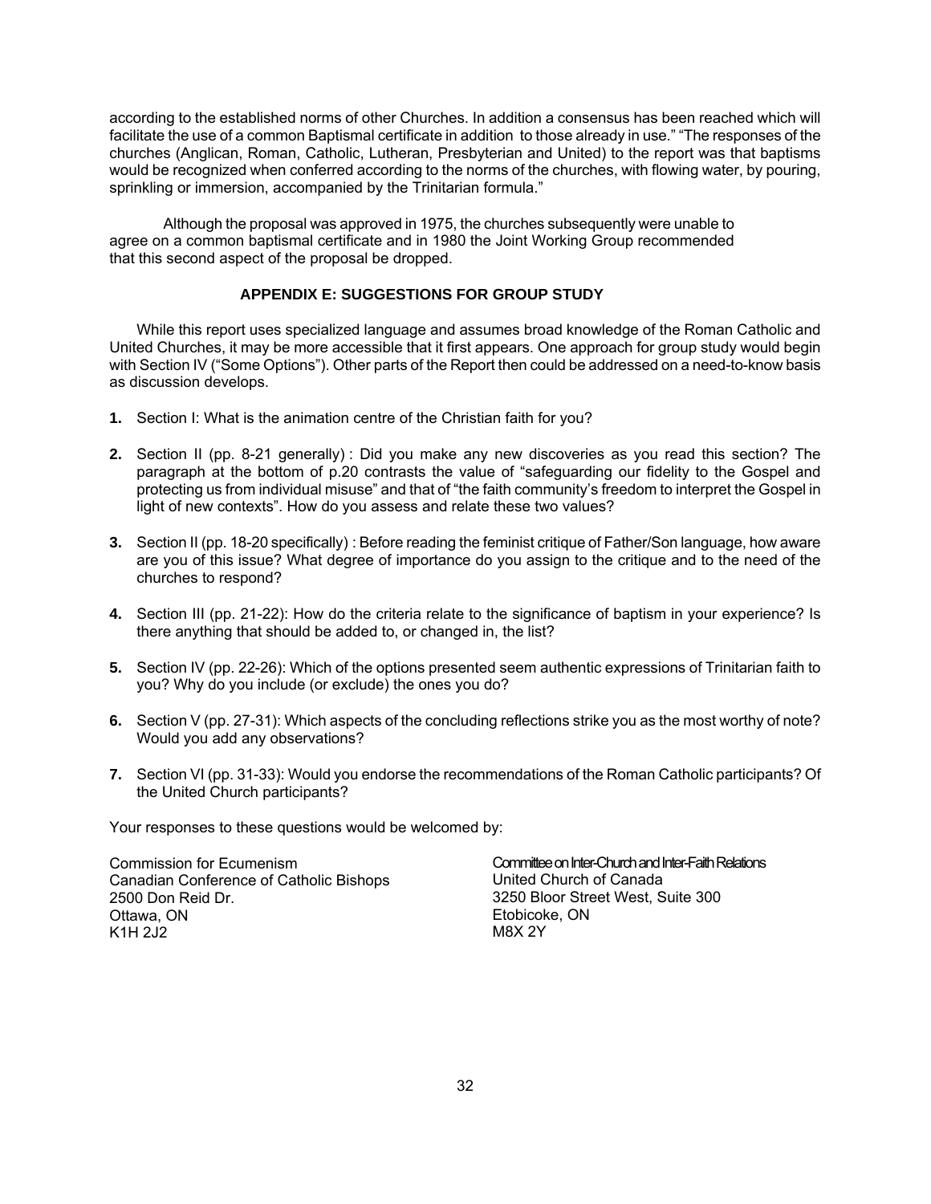according to the established norms of other Churches. In addition a consensus has been reached which will facilitate the use of a common Baptismal certificate in addition to those already in use." "The responses of the churches (Anglican, Roman, Catholic, Lutheran, Presbyterian and United) to the report was that baptisms would be recognized when conferred according to the norms of the churches, with flowing water, by pouring, sprinkling or immersion, accompanied by the Trinitarian formula."

Although the proposal was approved in 1975, the churches subsequently were unable to agree on a common baptismal certificate and in 1980 the Joint Working Group recommended that this second aspect of the proposal be dropped.

## APPENDIX E: SUGGESTIONS FOR GROUP STUDY

While this report uses specialized language and assumes broad knowledge of the Roman Catholic and United Churches, it may be more accessible that it first appears. One approach for group study would begin with Section IV ("Some Options"). Other parts of the Report then could be addressed on a need-to-know basis as discussion develops.

**1.** Section I: What is the animation centre of the Christian faith for you?

**2.** Section II (pp. 8-21 generally) : Did you make any new discoveries as you read this section? The paragraph at the bottom of p.20 contrasts the value of "safeguarding our fidelity to the Gospel and protecting us from individual misuse" and that of "the faith community's freedom to interpret the Gospel in light of new contexts". How do you assess and relate these two values?

**3.** Section II (pp. 18-20 specifically) : Before reading the feminist critique of Father/Son language, how aware are you of this issue? What degree of importance do you assign to the critique and to the need of the churches to respond?

**4.** Section III (pp. 21-22): How do the criteria relate to the significance of baptism in your experience? Is there anything that should be added to, or changed in, the list?

**5.** Section IV (pp. 22-26): Which of the options presented seem authentic expressions of Trinitarian faith to you? Why do you include (or exclude) the ones you do?

**6.** Section V (pp. 27-31): Which aspects of the concluding reflections strike you as the most worthy of note? Would you add any observations?

**7.** Section VI (pp. 31-33): Would you endorse the recommendations of the Roman Catholic participants? Of the United Church participants?

Your responses to these questions would be welcomed by:

Commission for Ecumenism
Canadian Conference of Catholic Bishops
2500 Don Reid Dr.
Ottawa, ON
K1H 2J2

Committee on Inter-Church and Inter-Faith Relations
United Church of Canada
3250 Bloor Street West, Suite 300
Etobicoke, ON
M8X 2Y